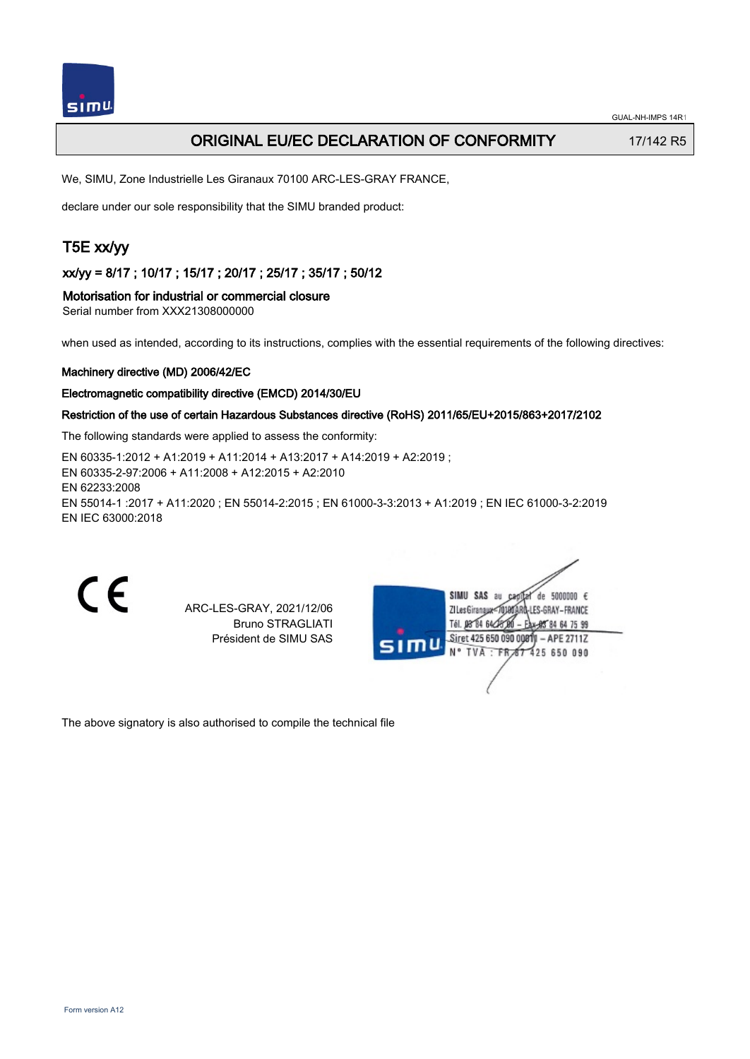# ORIGINAL EU/EC DECLARATION OF CONFORMITY

17/142 R5

We, SIMU, Zone Industrielle Les Giranaux 70100 ARC-LES-GRAY FRANCE,

declare under our sole responsibility that the SIMU branded product:

## T5E xx/yy

### xx/yy = 8/17 ; 10/17 ; 15/17 ; 20/17 ; 25/17 ; 35/17 ; 50/12

### Motorisation for industrial or commercial closure

Serial number from XXX21308000000

when used as intended, according to its instructions, complies with the essential requirements of the following directives:

**Machinery directive (MD) 2006/42/EC**

**Electromagnetic compatibility directive (EMCD) 2014/30/EU**

**Restriction of the use of certain Hazardous Substances directive (RoHS) 2011/65/EU+2015/863+2017/2102**

The following standards were applied to assess the conformity:

EN 60335-1:2012 + A1:2019 + A11:2014 + A13:2017 + A14:2019 + A2:2019 ;
EN 60335-2-97:2006 + A11:2008 + A12:2015 + A2:2010
EN 62233:2008
EN 55014-1 :2017 + A11:2020 ; EN 55014-2:2015 ; EN 61000-3-3:2013 + A1:2019 ; EN IEC 61000-3-2:2019
EN IEC 63000:2018

CE

ARC-LES-GRAY, 2021/12/06
Bruno STRAGLIATI
Président de SIMU SAS

SIMU SAS au capital de 5000000 €
ZI Les Giranaux 70100 ARC-LES-GRAY-FRANCE
Tél. 03 84 64 75 00 – Fax 03 84 64 75 99
Siret 425 650 090 00011 – APE 2711Z
N° TVA : FR 87 425 650 090

The above signatory is also authorised to compile the technical file

Form version A12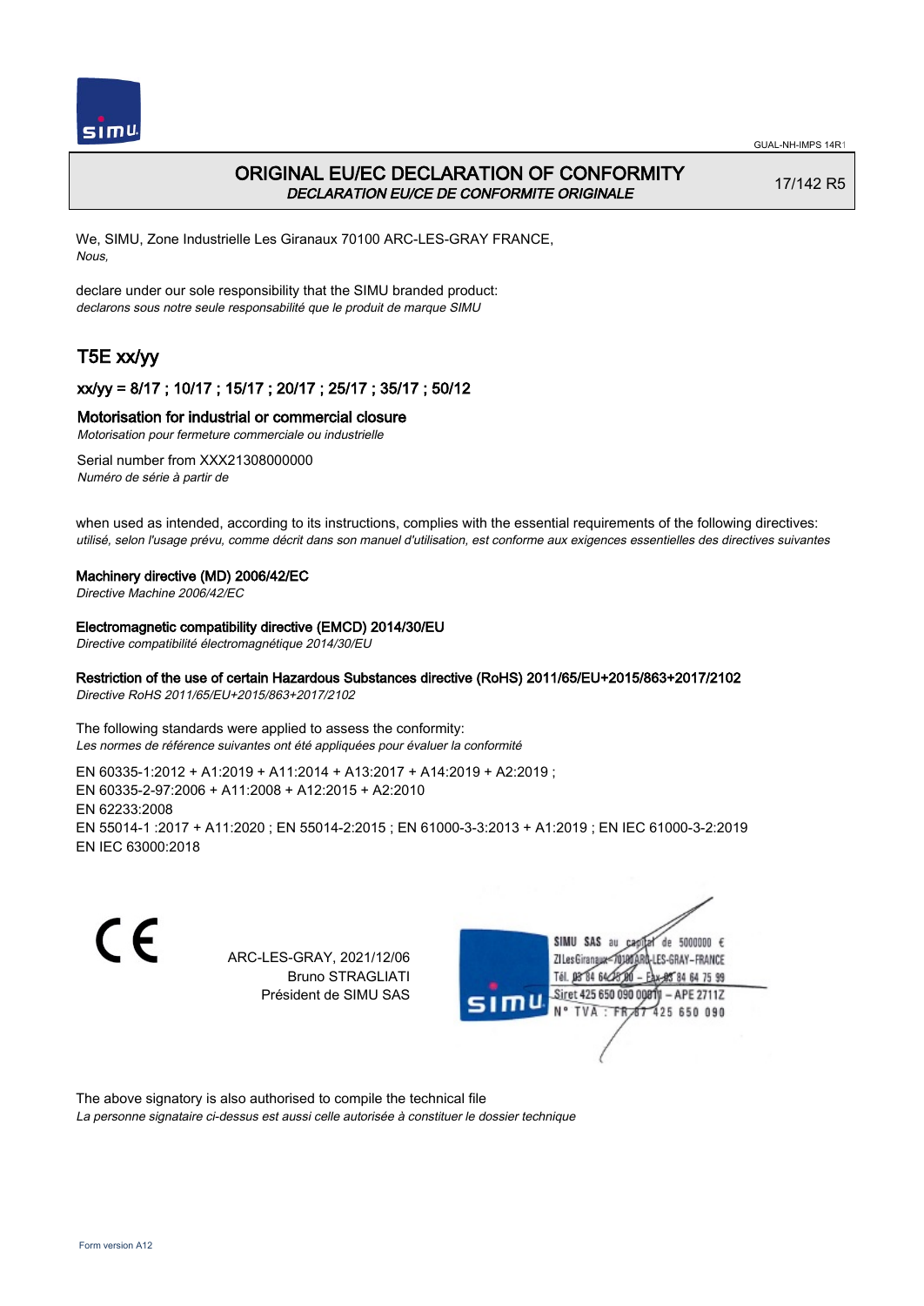# ORIGINAL EU/EC DECLARATION OF CONFORMITY

*DECLARATION EU/CE DE CONFORMITE ORIGINALE*

17/142 R5

We, SIMU, Zone Industrielle Les Giranaux 70100 ARC-LES-GRAY FRANCE,
*Nous,*

declare under our sole responsibility that the SIMU branded product:
*declarons sous notre seule responsabilité que le produit de marque SIMU*

## T5E xx/yy

### xx/yy = 8/17 ; 10/17 ; 15/17 ; 20/17 ; 25/17 ; 35/17 ; 50/12

**Motorisation for industrial or commercial closure**
*Motorisation pour fermeture commerciale ou industrielle*

Serial number from XXX21308000000
*Numéro de série à partir de*

when used as intended, according to its instructions, complies with the essential requirements of the following directives:
*utilisé, selon l'usage prévu, comme décrit dans son manuel d'utilisation, est conforme aux exigences essentielles des directives suivantes*

**Machinery directive (MD) 2006/42/EC**
*Directive Machine 2006/42/EC*

**Electromagnetic compatibility directive (EMCD) 2014/30/EU**
*Directive compatibilité électromagnétique 2014/30/EU*

**Restriction of the use of certain Hazardous Substances directive (RoHS) 2011/65/EU+2015/863+2017/2102**
*Directive RoHS 2011/65/EU+2015/863+2017/2102*

The following standards were applied to assess the conformity:
*Les normes de référence suivantes ont été appliquées pour évaluer la conformité*

EN 60335-1:2012 + A1:2019 + A11:2014 + A13:2017 + A14:2019 + A2:2019 ;
EN 60335-2-97:2006 + A11:2008 + A12:2015 + A2:2010
EN 62233:2008
EN 55014-1 :2017 + A11:2020 ; EN 55014-2:2015 ; EN 61000-3-3:2013 + A1:2019 ; EN IEC 61000-3-2:2019
EN IEC 63000:2018

ARC-LES-GRAY, 2021/12/06
Bruno STRAGLIATI
Président de SIMU SAS

SIMU SAS au capital de 5000000 €
ZI Les Giranaux 70100 ARC-LES-GRAY-FRANCE
Tél. 03 84 64 75 00 – Fax 03 84 64 75 99
Siret 425 650 090 00011 – APE 2711Z
N° TVA : FR 67 425 650 090

The above signatory is also authorised to compile the technical file
*La personne signataire ci-dessus est aussi celle autorisée à constituer le dossier technique*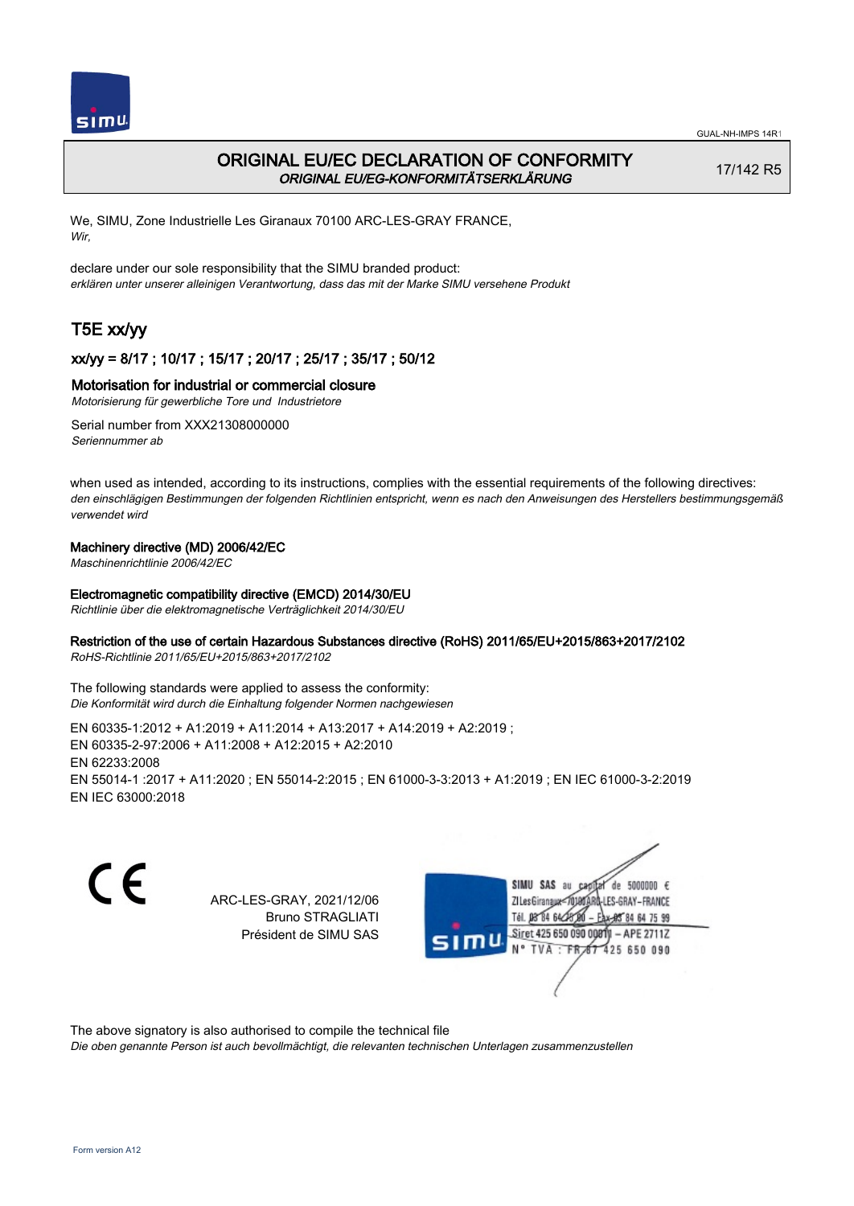# ORIGINAL EU/EC DECLARATION OF CONFORMITY

*ORIGINAL EU/EG-KONFORMITÄTSERKLÄRUNG*

17/142 R5

We, SIMU, Zone Industrielle Les Giranaux 70100 ARC-LES-GRAY FRANCE,
*Wir,*

declare under our sole responsibility that the SIMU branded product:
*erklären unter unserer alleinigen Verantwortung, dass das mit der Marke SIMU versehene Produkt*

## T5E xx/yy

### xx/yy = 8/17 ; 10/17 ; 15/17 ; 20/17 ; 25/17 ; 35/17 ; 50/12

**Motorisation for industrial or commercial closure**
*Motorisierung für gewerbliche Tore und Industrietore*

Serial number from XXX21308000000
*Seriennummer ab*

when used as intended, according to its instructions, complies with the essential requirements of the following directives:
*den einschlägigen Bestimmungen der folgenden Richtlinien entspricht, wenn es nach den Anweisungen des Herstellers bestimmungsgemäß verwendet wird*

**Machinery directive (MD) 2006/42/EC**
*Maschinenrichtlinie 2006/42/EC*

**Electromagnetic compatibility directive (EMCD) 2014/30/EU**
*Richtlinie über die elektromagnetische Verträglichkeit 2014/30/EU*

**Restriction of the use of certain Hazardous Substances directive (RoHS) 2011/65/EU+2015/863+2017/2102**
*RoHS-Richtlinie 2011/65/EU+2015/863+2017/2102*

The following standards were applied to assess the conformity:
*Die Konformität wird durch die Einhaltung folgender Normen nachgewiesen*

EN 60335-1:2012 + A1:2019 + A11:2014 + A13:2017 + A14:2019 + A2:2019 ;
EN 60335-2-97:2006 + A11:2008 + A12:2015 + A2:2010
EN 62233:2008
EN 55014-1 :2017 + A11:2020 ; EN 55014-2:2015 ; EN 61000-3-3:2013 + A1:2019 ; EN IEC 61000-3-2:2019
EN IEC 63000:2018

CE

ARC-LES-GRAY, 2021/12/06
Bruno STRAGLIATI
Président de SIMU SAS

SIMU SAS au capital de 5000000 €
ZI Les Giranaux 70100 ARC-LES-GRAY-FRANCE
Tél. 03 84 64 75 00 – Fax 03 84 64 75 99
Siret 425 650 090 00011 – APE 2711Z
N° TVA : FR 67 425 650 090

The above signatory is also authorised to compile the technical file
*Die oben genannte Person ist auch bevollmächtigt, die relevanten technischen Unterlagen zusammenzustellen*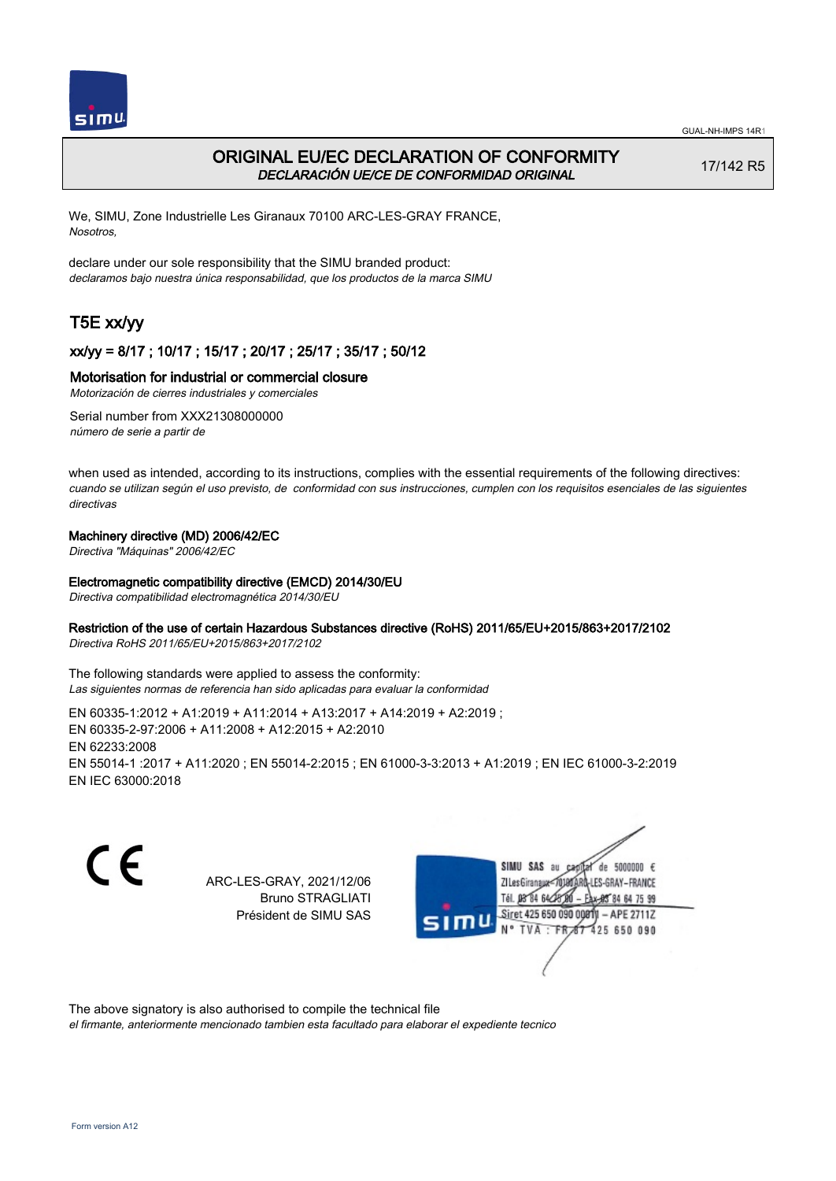# ORIGINAL EU/EC DECLARATION OF CONFORMITY

*DECLARACIÓN UE/CE DE CONFORMIDAD ORIGINAL*

17/142 R5

We, SIMU, Zone Industrielle Les Giranaux 70100 ARC-LES-GRAY FRANCE,
*Nosotros,*

declare under our sole responsibility that the SIMU branded product:
*declaramos bajo nuestra única responsabilidad, que los productos de la marca SIMU*

## T5E xx/yy

### xx/yy = 8/17 ; 10/17 ; 15/17 ; 20/17 ; 25/17 ; 35/17 ; 50/12

**Motorisation for industrial or commercial closure**
*Motorización de cierres industriales y comerciales*

Serial number from XXX21308000000
*número de serie a partir de*

when used as intended, according to its instructions, complies with the essential requirements of the following directives:
*cuando se utilizan según el uso previsto, de conformidad con sus instrucciones, cumplen con los requisitos esenciales de las siguientes directivas*

**Machinery directive (MD) 2006/42/EC**
*Directiva "Máquinas" 2006/42/EC*

**Electromagnetic compatibility directive (EMCD) 2014/30/EU**
*Directiva compatibilidad electromagnética 2014/30/EU*

**Restriction of the use of certain Hazardous Substances directive (RoHS) 2011/65/EU+2015/863+2017/2102**
*Directiva RoHS 2011/65/EU+2015/863+2017/2102*

The following standards were applied to assess the conformity:
*Las siguientes normas de referencia han sido aplicadas para evaluar la conformidad*

EN 60335-1:2012 + A1:2019 + A11:2014 + A13:2017 + A14:2019 + A2:2019 ;
EN 60335-2-97:2006 + A11:2008 + A12:2015 + A2:2010
EN 62233:2008
EN 55014-1 :2017 + A11:2020 ; EN 55014-2:2015 ; EN 61000-3-3:2013 + A1:2019 ; EN IEC 61000-3-2:2019
EN IEC 63000:2018

ARC-LES-GRAY, 2021/12/06
Bruno STRAGLIATI
Président de SIMU SAS

SIMU SAS au capital de 5000000 €
ZI Les Giranaux 70100 ARC-LES-GRAY-FRANCE
Tél. 03 84 64 75 00 – Fax 03 84 64 75 99
Siret 425 650 090 00011 – APE 2711Z
N° TVA : FR 87 425 650 090

The above signatory is also authorised to compile the technical file
*el firmante, anteriormente mencionado tambien esta facultado para elaborar el expediente tecnico*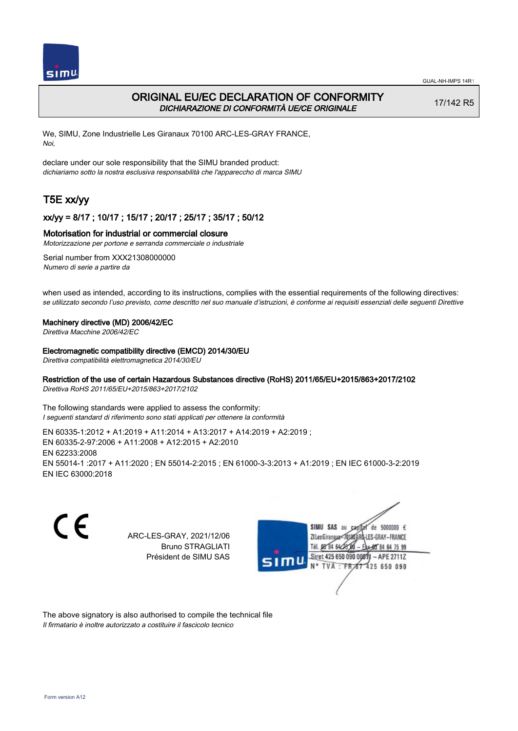# ORIGINAL EU/EC DECLARATION OF CONFORMITY
*DICHIARAZIONE DI CONFORMITÀ UE/CE ORIGINALE*

17/142 R5

We, SIMU, Zone Industrielle Les Giranaux 70100 ARC-LES-GRAY FRANCE,
*Noi,*

declare under our sole responsibility that the SIMU branded product:
*dichiariamo sotto la nostra esclusiva responsabilità che l'apparecchio di marca SIMU*

## T5E xx/yy

### xx/yy = 8/17 ; 10/17 ; 15/17 ; 20/17 ; 25/17 ; 35/17 ; 50/12

Motorisation for industrial or commercial closure
*Motorizzazione per portone e serranda commerciale o industriale*

Serial number from XXX21308000000
*Numero di serie a partire da*

when used as intended, according to its instructions, complies with the essential requirements of the following directives:
*se utilizzato secondo l'uso previsto, come descritto nel suo manuale d'istruzioni, è conforme ai requisiti essenziali delle seguenti Direttive*

**Machinery directive (MD) 2006/42/EC**
*Direttiva Macchine 2006/42/EC*

**Electromagnetic compatibility directive (EMCD) 2014/30/EU**
*Direttiva compatibilità elettromagnetica 2014/30/EU*

**Restriction of the use of certain Hazardous Substances directive (RoHS) 2011/65/EU+2015/863+2017/2102**
*Direttiva RoHS 2011/65/EU+2015/863+2017/2102*

The following standards were applied to assess the conformity:
*I seguenti standard di riferimento sono stati applicati per ottenere la conformità*

EN 60335-1:2012 + A1:2019 + A11:2014 + A13:2017 + A14:2019 + A2:2019 ;
EN 60335-2-97:2006 + A11:2008 + A12:2015 + A2:2010
EN 62233:2008
EN 55014-1 :2017 + A11:2020 ; EN 55014-2:2015 ; EN 61000-3-3:2013 + A1:2019 ; EN IEC 61000-3-2:2019
EN IEC 63000:2018

CE

ARC-LES-GRAY, 2021/12/06
Bruno STRAGLIATI
Président de SIMU SAS

SIMU SAS au capital de 5000000 €
ZI Les Giranaux 70100 ARC-LES-GRAY-FRANCE
Tél. 03 84 64 75 00 – Fax 03 84 64 75 99
Siret 425 650 090 00011 – APE 2711Z
N° TVA : FR 87 425 650 090

The above signatory is also authorised to compile the technical file
*Il firmatario è inoltre autorizzato a costituire il fascicolo tecnico*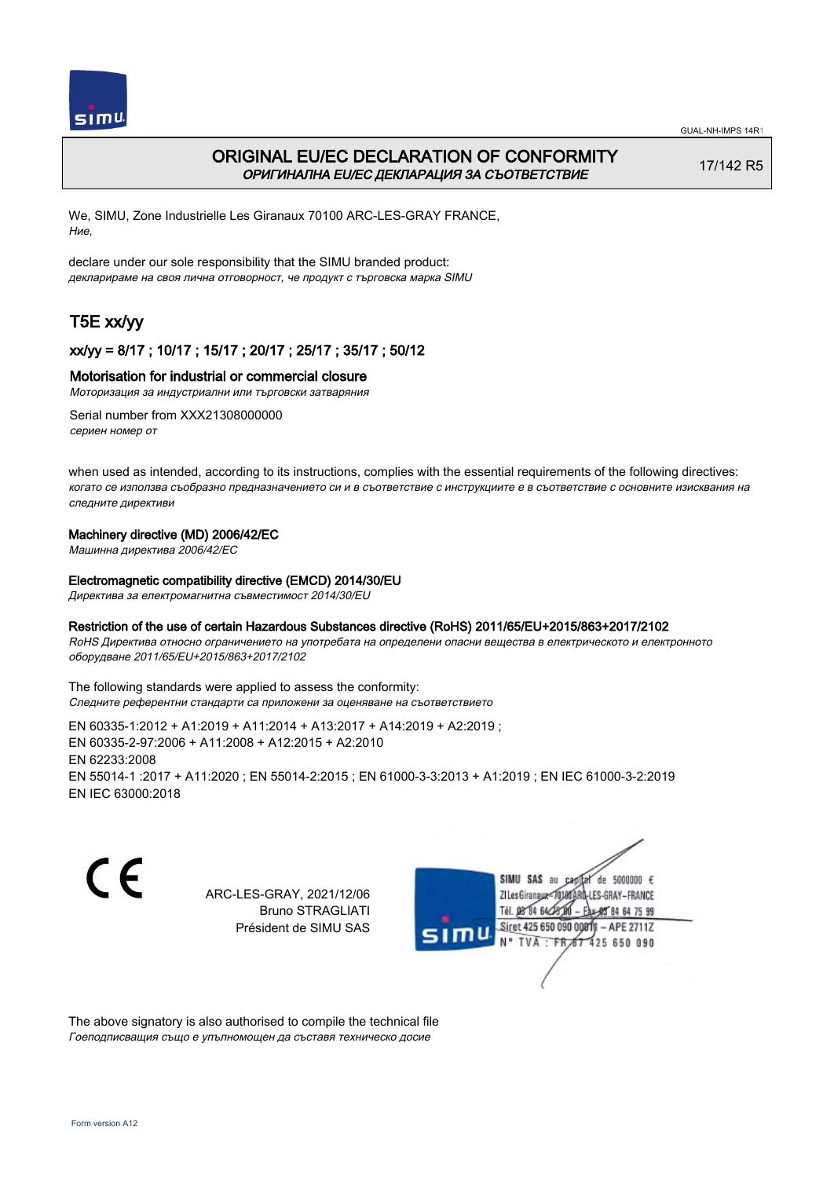# ORIGINAL EU/EC DECLARATION OF CONFORMITY
*ОРИГИНАЛНА EU/EC ДЕКЛАРАЦИЯ ЗА СЪОТВЕТСТВИЕ*

17/142 R5

We, SIMU, Zone Industrielle Les Giranaux 70100 ARC-LES-GRAY FRANCE,
*Ние,*

declare under our sole responsibility that the SIMU branded product:
*декларираме на своя лична отговорност, че продукт с търговска марка SIMU*

## T5E xx/yy

### xx/yy = 8/17 ; 10/17 ; 15/17 ; 20/17 ; 25/17 ; 35/17 ; 50/12

### Motorisation for industrial or commercial closure
*Моторизация за индустриални или търговски затваряния*

Serial number from XXX21308000000
*сериен номер от*

when used as intended, according to its instructions, complies with the essential requirements of the following directives:
*когато се използва съобразно предназначението си и в съответствие с инструкциите е в съответствие с основните изисквания на следните директиви*

**Machinery directive (MD) 2006/42/EC**
*Машинна директива 2006/42/EC*

**Electromagnetic compatibility directive (EMCD) 2014/30/EU**
*Директива за електромагнитна съвместимост 2014/30/EU*

**Restriction of the use of certain Hazardous Substances directive (RoHS) 2011/65/EU+2015/863+2017/2102**
*RoHS Директива относно ограничението на употребата на определени опасни вещества в електрическото и електронното оборудване 2011/65/EU+2015/863+2017/2102*

The following standards were applied to assess the conformity:
*Следните референтни стандарти са приложени за оценяване на съответствието*

EN 60335-1:2012 + A1:2019 + A11:2014 + A13:2017 + A14:2019 + A2:2019 ;
EN 60335-2-97:2006 + A11:2008 + A12:2015 + A2:2010
EN 62233:2008
EN 55014-1 :2017 + A11:2020 ; EN 55014-2:2015 ; EN 61000-3-3:2013 + A1:2019 ; EN IEC 61000-3-2:2019
EN IEC 63000:2018

CE

ARC-LES-GRAY, 2021/12/06
Bruno STRAGLIATI
Président de SIMU SAS

SIMU SAS au capital de 5000000 €
ZI Les Giranaux 70100 ARC-LES-GRAY-FRANCE
Tél. 03 84 64 75 00 – Fax 03 84 64 75 99
Siret 425 650 090 00011 – APE 2711Z
N° TVA : FR 87 425 650 090

The above signatory is also authorised to compile the technical file
*Гоеподписващия също е упълномощен да съставя техническо досие*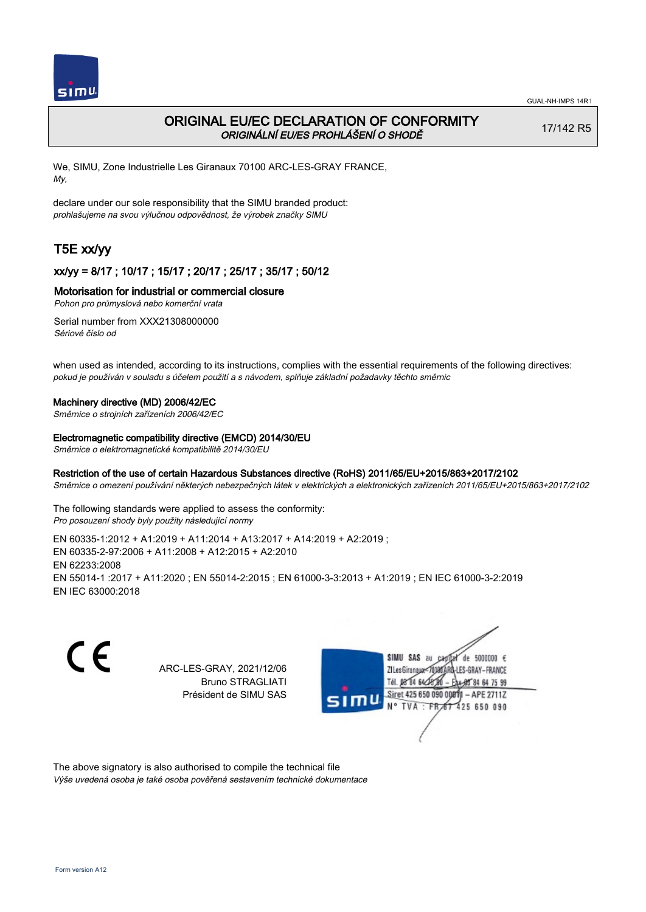GUAL-NH-IMPS 14R1

# ORIGINAL EU/EC DECLARATION OF CONFORMITY

*ORIGINÁLNÍ EU/ES PROHLÁŠENÍ O SHODĚ*

17/142 R5

We, SIMU, Zone Industrielle Les Giranaux 70100 ARC-LES-GRAY FRANCE,
*My,*

declare under our sole responsibility that the SIMU branded product:
*prohlašujeme na svou výlučnou odpovědnost, že výrobek značky SIMU*

## T5E xx/yy

### xx/yy = 8/17 ; 10/17 ; 15/17 ; 20/17 ; 25/17 ; 35/17 ; 50/12

### Motorisation for industrial or commercial closure

*Pohon pro průmyslová nebo komerční vrata*

Serial number from XXX21308000000
*Sériové číslo od*

when used as intended, according to its instructions, complies with the essential requirements of the following directives:
*pokud je používán v souladu s účelem použití a s návodem, splňuje základní požadavky těchto směrnic*

**Machinery directive (MD) 2006/42/EC**
*Směrnice o strojních zařízeních 2006/42/EC*

**Electromagnetic compatibility directive (EMCD) 2014/30/EU**
*Směrnice o elektromagnetické kompatibilitě 2014/30/EU*

**Restriction of the use of certain Hazardous Substances directive (RoHS) 2011/65/EU+2015/863+2017/2102**
*Směrnice o omezení používání některých nebezpečných látek v elektrických a elektronických zařízeních 2011/65/EU+2015/863+2017/2102*

The following standards were applied to assess the conformity:
*Pro posouzení shody byly použity následující normy*

EN 60335-1:2012 + A1:2019 + A11:2014 + A13:2017 + A14:2019 + A2:2019 ;
EN 60335-2-97:2006 + A11:2008 + A12:2015 + A2:2010
EN 62233:2008
EN 55014-1 :2017 + A11:2020 ; EN 55014-2:2015 ; EN 61000-3-3:2013 + A1:2019 ; EN IEC 61000-3-2:2019
EN IEC 63000:2018

CE

ARC-LES-GRAY, 2021/12/06
Bruno STRAGLIATI
Président de SIMU SAS

SIMU SAS au capital de 5000000 €
ZI Les Giranaux 70100 ARC-LES-GRAY-FRANCE
Tél. 03 84 64 75 00 – Fax 03 84 64 75 99
Siret 425 650 090 00011 – APE 2711Z
N° TVA : FR 87 425 650 090

The above signatory is also authorised to compile the technical file
*Výše uvedená osoba je také osoba pověřená sestavením technické dokumentace*

Form version A12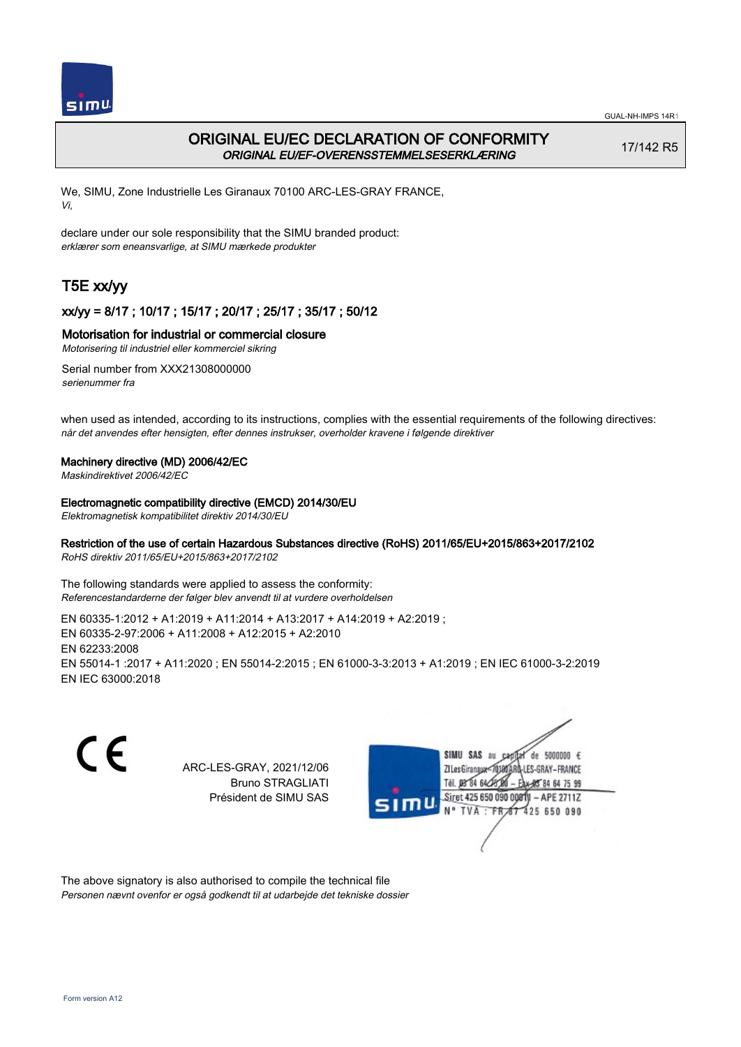# ORIGINAL EU/EC DECLARATION OF CONFORMITY

*ORIGINAL EU/EF-OVERENSSTEMMELSESERKLÆRING*

17/142 R5

We, SIMU, Zone Industrielle Les Giranaux 70100 ARC-LES-GRAY FRANCE,
*Vi,*

declare under our sole responsibility that the SIMU branded product:
*erklærer som eneansvarlige, at SIMU mærkede produkter*

## T5E xx/yy

### xx/yy = 8/17 ; 10/17 ; 15/17 ; 20/17 ; 25/17 ; 35/17 ; 50/12

### Motorisation for industrial or commercial closure

*Motorisering til industriel eller kommerciel sikring*

Serial number from XXX21308000000
*serienummer fra*

when used as intended, according to its instructions, complies with the essential requirements of the following directives:
*når det anvendes efter hensigten, efter dennes instrukser, overholder kravene i følgende direktiver*

**Machinery directive (MD) 2006/42/EC**
*Maskindirektivet 2006/42/EC*

**Electromagnetic compatibility directive (EMCD) 2014/30/EU**
*Elektromagnetisk kompatibilitet direktiv 2014/30/EU*

**Restriction of the use of certain Hazardous Substances directive (RoHS) 2011/65/EU+2015/863+2017/2102**
*RoHS direktiv 2011/65/EU+2015/863+2017/2102*

The following standards were applied to assess the conformity:
*Referencestandarderne der følger blev anvendt til at vurdere overholdelsen*

EN 60335-1:2012 + A1:2019 + A11:2014 + A13:2017 + A14:2019 + A2:2019 ;
EN 60335-2-97:2006 + A11:2008 + A12:2015 + A2:2010
EN 62233:2008
EN 55014-1 :2017 + A11:2020 ; EN 55014-2:2015 ; EN 61000-3-3:2013 + A1:2019 ; EN IEC 61000-3-2:2019
EN IEC 63000:2018

ARC-LES-GRAY, 2021/12/06
Bruno STRAGLIATI
Président de SIMU SAS

SIMU SAS au capital de 5000000 €
ZI Les Giranaux 70100 ARC-LES-GRAY-FRANCE
Tél. 03 84 64 75 00 – Fax 03 84 64 75 99
Siret 425 650 090 00011 – APE 2711Z
N° TVA : FR 87 425 650 090

The above signatory is also authorised to compile the technical file
*Personen nævnt ovenfor er også godkendt til at udarbejde det tekniske dossier*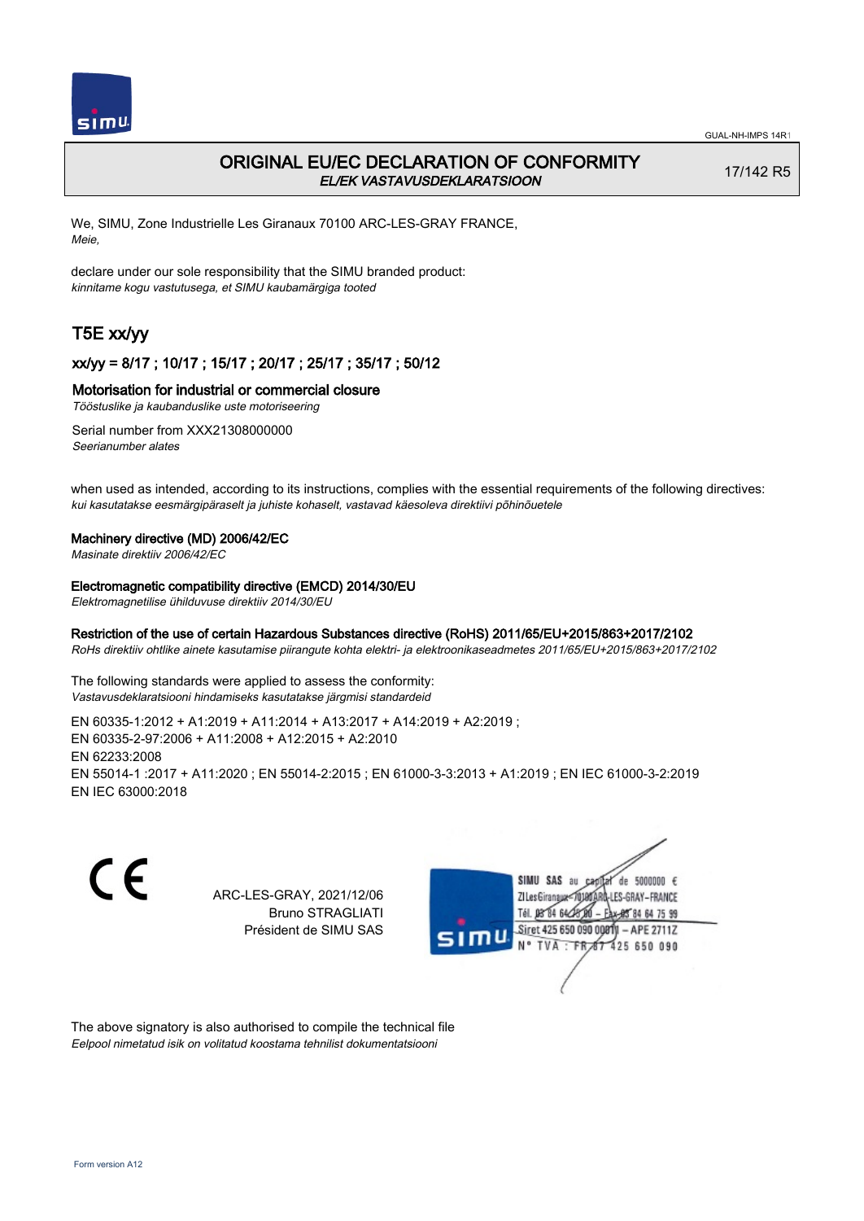GUAL-NH-IMPS 14R1

# ORIGINAL EU/EC DECLARATION OF CONFORMITY

*EL/EK VASTAVUSDEKLARATSIOON*

17/142 R5

We, SIMU, Zone Industrielle Les Giranaux 70100 ARC-LES-GRAY FRANCE,
*Meie,*

declare under our sole responsibility that the SIMU branded product:
*kinnitame kogu vastutusega, et SIMU kaubamärgiga tooted*

## T5E xx/yy

### xx/yy = 8/17 ; 10/17 ; 15/17 ; 20/17 ; 25/17 ; 35/17 ; 50/12

**Motorisation for industrial or commercial closure**
*Tööstuslike ja kaubanduslike uste motoriseering*

Serial number from XXX21308000000
*Seerianumber alates*

when used as intended, according to its instructions, complies with the essential requirements of the following directives:
*kui kasutatakse eesmärgipäraselt ja juhiste kohaselt, vastavad käesoleva direktiivi põhinõuetele*

**Machinery directive (MD) 2006/42/EC**
*Masinate direktiiv 2006/42/EC*

**Electromagnetic compatibility directive (EMCD) 2014/30/EU**
*Elektromagnetilise ühilduvuse direktiiv 2014/30/EU*

**Restriction of the use of certain Hazardous Substances directive (RoHS) 2011/65/EU+2015/863+2017/2102**
*RoHs direktiiv ohtlike ainete kasutamise piirangute kohta elektri- ja elektroonikaseadmetes 2011/65/EU+2015/863+2017/2102*

The following standards were applied to assess the conformity:
*Vastavusdeklaratsiooni hindamiseks kasutatakse järgmisi standardeid*

EN 60335-1:2012 + A1:2019 + A11:2014 + A13:2017 + A14:2019 + A2:2019 ;
EN 60335-2-97:2006 + A11:2008 + A12:2015 + A2:2010
EN 62233:2008
EN 55014-1 :2017 + A11:2020 ; EN 55014-2:2015 ; EN 61000-3-3:2013 + A1:2019 ; EN IEC 61000-3-2:2019
EN IEC 63000:2018

CE

ARC-LES-GRAY, 2021/12/06
Bruno STRAGLIATI
Président de SIMU SAS

SIMU SAS au capital de 5000000 €
ZI Les Giranaux 70100 ARC-LES-GRAY-FRANCE
Tél. 03 84 64 28 00 – Fax 03 84 64 75 99
Siret 425 650 090 00011 – APE 2711Z
N° TVA : FR 87 425 650 090

The above signatory is also authorised to compile the technical file
*Eelpool nimetatud isik on volitatud koostama tehnilist dokumentatsiooni*

Form version A12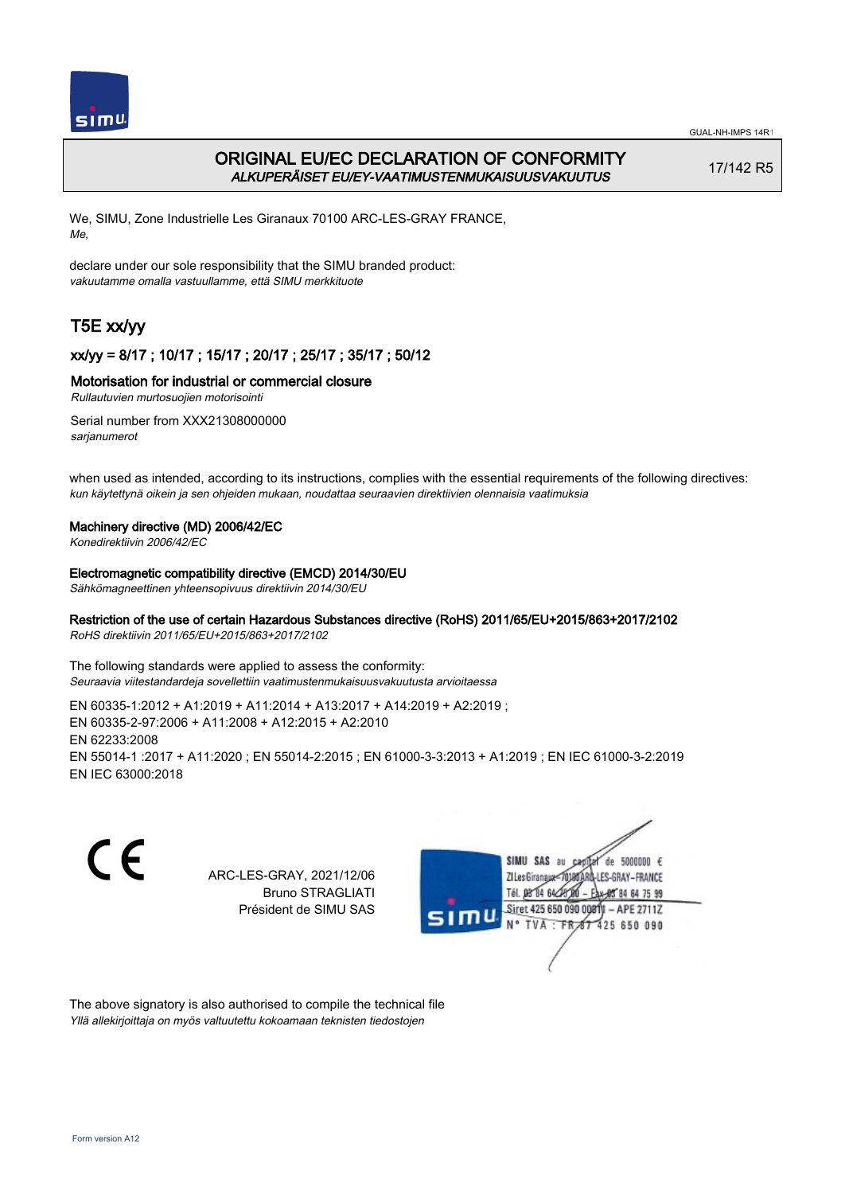# ORIGINAL EU/EC DECLARATION OF CONFORMITY
*ALKUPERÄISET EU/EY-VAATIMUSTENMUKAISUUSVAKUUTUS*

17/142 R5

We, SIMU, Zone Industrielle Les Giranaux 70100 ARC-LES-GRAY FRANCE,
*Me,*

declare under our sole responsibility that the SIMU branded product:
*vakuutamme omalla vastuullamme, että SIMU merkkituote*

## T5E xx/yy

### xx/yy = 8/17 ; 10/17 ; 15/17 ; 20/17 ; 25/17 ; 35/17 ; 50/12

### Motorisation for industrial or commercial closure
*Rullautuvien murtosuojien motorisointi*

Serial number from XXX21308000000
*sarjanumerot*

when used as intended, according to its instructions, complies with the essential requirements of the following directives:
*kun käytettynä oikein ja sen ohjeiden mukaan, noudattaa seuraavien direktiivien olennaisia vaatimuksia*

**Machinery directive (MD) 2006/42/EC**
*Konedirektiivin 2006/42/EC*

**Electromagnetic compatibility directive (EMCD) 2014/30/EU**
*Sähkömagneettinen yhteensopivuus direktiivin 2014/30/EU*

**Restriction of the use of certain Hazardous Substances directive (RoHS) 2011/65/EU+2015/863+2017/2102**
*RoHS direktiivin 2011/65/EU+2015/863+2017/2102*

The following standards were applied to assess the conformity:
*Seuraavia viitestandardeja sovellettiin vaatimustenmukaisuusvakuutusta arvioitaessa*

EN 60335-1:2012 + A1:2019 + A11:2014 + A13:2017 + A14:2019 + A2:2019 ;
EN 60335-2-97:2006 + A11:2008 + A12:2015 + A2:2010
EN 62233:2008
EN 55014-1 :2017 + A11:2020 ; EN 55014-2:2015 ; EN 61000-3-3:2013 + A1:2019 ; EN IEC 61000-3-2:2019
EN IEC 63000:2018

CE

ARC-LES-GRAY, 2021/12/06
Bruno STRAGLIATI
Président de SIMU SAS

SIMU SAS au capital de 5000000 €
ZI Les Giranaux 70100 ARC-LES-GRAY-FRANCE
Tél. 03 84 64 75 00 – Fax 03 84 64 75 99
Siret 425 650 090 00011 – APE 2711Z
N° TVA : FR 87 425 650 090

The above signatory is also authorised to compile the technical file
*Yllä allekirjoittaja on myös valtuutettu kokoamaan teknisten tiedostojen*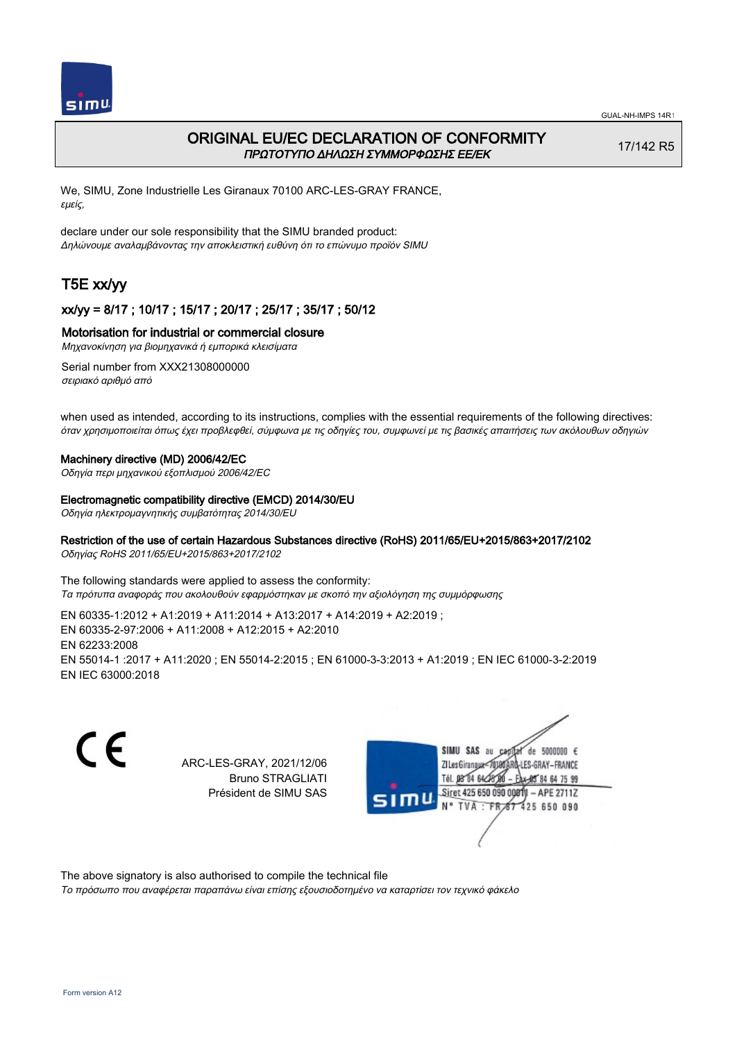GUAL-NH-IMPS 14R1

# ORIGINAL EU/EC DECLARATION OF CONFORMITY
*ΠΡΩΤΟΤΥΠΟ ΔΗΛΩΣΗ ΣΥΜΜΟΡΦΩΣΗΣ ΕΕ/ΕΚ*

17/142 R5

We, SIMU, Zone Industrielle Les Giranaux 70100 ARC-LES-GRAY FRANCE,
*εμείς,*

declare under our sole responsibility that the SIMU branded product:
*Δηλώνουμε αναλαμβάνοντας την αποκλειστική ευθύνη ότι το επώνυμο προϊόν SIMU*

## T5E xx/yy

### xx/yy = 8/17 ; 10/17 ; 15/17 ; 20/17 ; 25/17 ; 35/17 ; 50/12

**Motorisation for industrial or commercial closure**
*Μηχανοκίνηση για βιομηχανικά ή εμπορικά κλεισίματα*

Serial number from XXX21308000000
*σειριακό αριθμό από*

when used as intended, according to its instructions, complies with the essential requirements of the following directives:
*όταν χρησιμοποιείται όπως έχει προβλεφθεί, σύμφωνα με τις οδηγίες του, συμφωνεί με τις βασικές απαιτήσεις των ακόλουθων οδηγιών*

**Machinery directive (MD) 2006/42/EC**
*Οδηγία περι μηχανικού εξοπλισμού 2006/42/EC*

**Electromagnetic compatibility directive (EMCD) 2014/30/EU**
*Οδηγία ηλεκτρομαγνητικής συμβατότητας 2014/30/EU*

**Restriction of the use of certain Hazardous Substances directive (RoHS) 2011/65/EU+2015/863+2017/2102**
*Οδηγίας RoHS 2011/65/EU+2015/863+2017/2102*

The following standards were applied to assess the conformity:
*Τα πρότυπα αναφοράς που ακολουθούν εφαρμόστηκαν με σκοπό την αξιολόγηση της συμμόρφωσης*

EN 60335-1:2012 + A1:2019 + A11:2014 + A13:2017 + A14:2019 + A2:2019 ;
EN 60335-2-97:2006 + A11:2008 + A12:2015 + A2:2010
EN 62233:2008
EN 55014-1 :2017 + A11:2020 ; EN 55014-2:2015 ; EN 61000-3-3:2013 + A1:2019 ; EN IEC 61000-3-2:2019
EN IEC 63000:2018

ARC-LES-GRAY, 2021/12/06
Bruno STRAGLIATI
Président de SIMU SAS

SIMU SAS au capital de 5000000 €
ZI Les Giranaux 70100 ARC-LES-GRAY-FRANCE
Tél. 03 84 64 75 00 – Fax 03 84 64 75 99
Siret 425 650 090 00011 – APE 2711Z
N° TVA : FR 87 425 650 090

The above signatory is also authorised to compile the technical file
*Το πρόσωπο που αναφέρεται παραπάνω είναι επίσης εξουσιοδοτημένο να καταρτίσει τον τεχνικό φάκελο*

Form version A12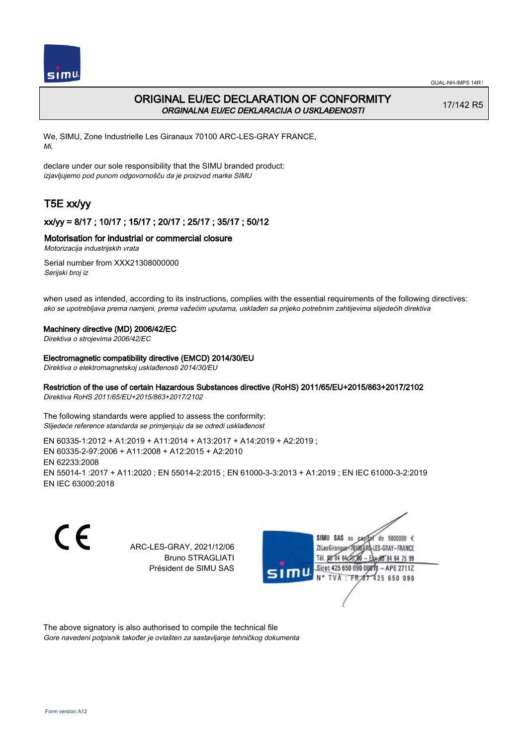GUAL-NH-IMPS 14R1

# ORIGINAL EU/EC DECLARATION OF CONFORMITY

*ORGINALNA EU/EC DEKLARACIJA O USKLAĐENOSTI*

17/142 R5

We, SIMU, Zone Industrielle Les Giranaux 70100 ARC-LES-GRAY FRANCE,
*Mi,*

declare under our sole responsibility that the SIMU branded product:
*izjavljujemo pod punom odgovornošču da je proizvod marke SIMU*

## T5E xx/yy

### xx/yy = 8/17 ; 10/17 ; 15/17 ; 20/17 ; 25/17 ; 35/17 ; 50/12

### Motorisation for industrial or commercial closure

*Motorizacija industrijskih vrata*

Serial number from XXX21308000000
*Serijski broj iz*

when used as intended, according to its instructions, complies with the essential requirements of the following directives:
*ako se upotrebljava prema namjeni, prema važećim uputama, usklađen sa prijeko potrebnim zahtijevima slijedećih direktiva*

**Machinery directive (MD) 2006/42/EC**
*Direktiva o strojevima 2006/42/EC*

**Electromagnetic compatibility directive (EMCD) 2014/30/EU**
*Direktiva o elektromagnetskoj usklađenosti 2014/30/EU*

**Restriction of the use of certain Hazardous Substances directive (RoHS) 2011/65/EU+2015/863+2017/2102**
*Direktiva RoHS 2011/65/EU+2015/863+2017/2102*

The following standards were applied to assess the conformity:
*Slijedeće reference standarda se primjenjuju da se odredi usklađenost*

EN 60335-1:2012 + A1:2019 + A11:2014 + A13:2017 + A14:2019 + A2:2019 ;
EN 60335-2-97:2006 + A11:2008 + A12:2015 + A2:2010
EN 62233:2008
EN 55014-1 :2017 + A11:2020 ; EN 55014-2:2015 ; EN 61000-3-3:2013 + A1:2019 ; EN IEC 61000-3-2:2019
EN IEC 63000:2018

CE

ARC-LES-GRAY, 2021/12/06
Bruno STRAGLIATI
Président de SIMU SAS

SIMU SAS au capital de 5000000 €
ZI Les Giranaux 70100 ARC-LES-GRAY-FRANCE
Tél. 03 84 64 75 00 – Fax 03 84 64 75 99
Siret 425 650 090 00011 – APE 2711Z
N° TVA : FR 87 425 650 090

The above signatory is also authorised to compile the technical file
*Gore navedeni potpisnik također je ovlašten za sastavljanje tehničkog dokumenta*

Form version A12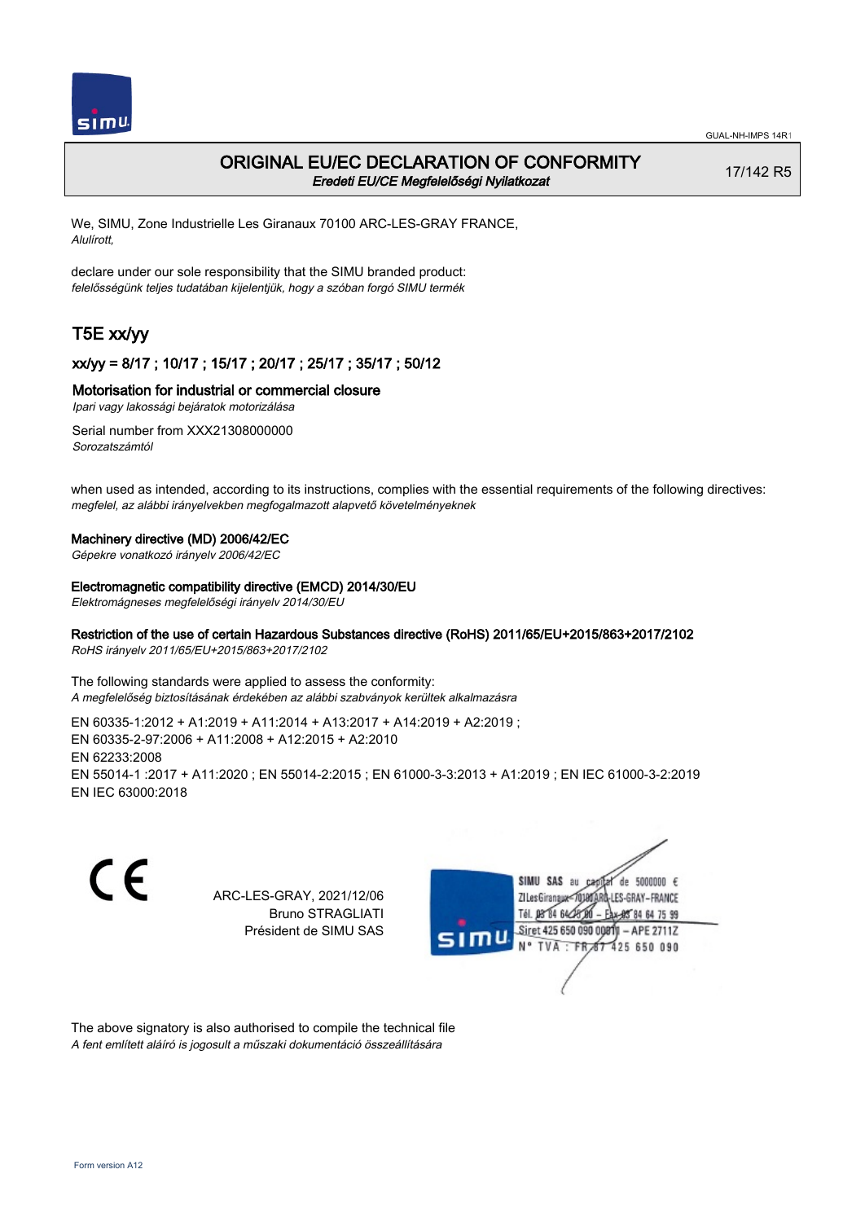# ORIGINAL EU/EC DECLARATION OF CONFORMITY

*Eredeti EU/CE Megfelelőségi Nyilatkozat*

17/142 R5

We, SIMU, Zone Industrielle Les Giranaux 70100 ARC-LES-GRAY FRANCE,
*Alulírott,*

declare under our sole responsibility that the SIMU branded product:
*felelősségünk teljes tudatában kijelentjük, hogy a szóban forgó SIMU termék*

## T5E xx/yy

### xx/yy = 8/17 ; 10/17 ; 15/17 ; 20/17 ; 25/17 ; 35/17 ; 50/12

### Motorisation for industrial or commercial closure

*Ipari vagy lakossági bejáratok motorizálása*

Serial number from XXX21308000000
*Sorozatszámtól*

when used as intended, according to its instructions, complies with the essential requirements of the following directives:
*megfelel, az alábbi irányelvekben megfogalmazott alapvető követelményeknek*

**Machinery directive (MD) 2006/42/EC**
*Gépekre vonatkozó irányelv 2006/42/EC*

**Electromagnetic compatibility directive (EMCD) 2014/30/EU**
*Elektromágneses megfelelőségi irányelv 2014/30/EU*

**Restriction of the use of certain Hazardous Substances directive (RoHS) 2011/65/EU+2015/863+2017/2102**
*RoHS irányelv 2011/65/EU+2015/863+2017/2102*

The following standards were applied to assess the conformity:
*A megfelelőség biztosításának érdekében az alábbi szabványok kerültek alkalmazásra*

EN 60335-1:2012 + A1:2019 + A11:2014 + A13:2017 + A14:2019 + A2:2019 ;
EN 60335-2-97:2006 + A11:2008 + A12:2015 + A2:2010
EN 62233:2008
EN 55014-1 :2017 + A11:2020 ; EN 55014-2:2015 ; EN 61000-3-3:2013 + A1:2019 ; EN IEC 61000-3-2:2019
EN IEC 63000:2018

ARC-LES-GRAY, 2021/12/06
Bruno STRAGLIATI
Président de SIMU SAS

SIMU SAS au capital de 5000000 €
ZI Les Giranaux 70100 ARC-LES-GRAY-FRANCE
Tél. 03 84 64 75 00 – Fax 03 84 64 75 99
Siret 425 650 090 00011 – APE 2711Z
N° TVA : FR 67 425 650 090

The above signatory is also authorised to compile the technical file
*A fent említett aláíró is jogosult a műszaki dokumentáció összeállítására*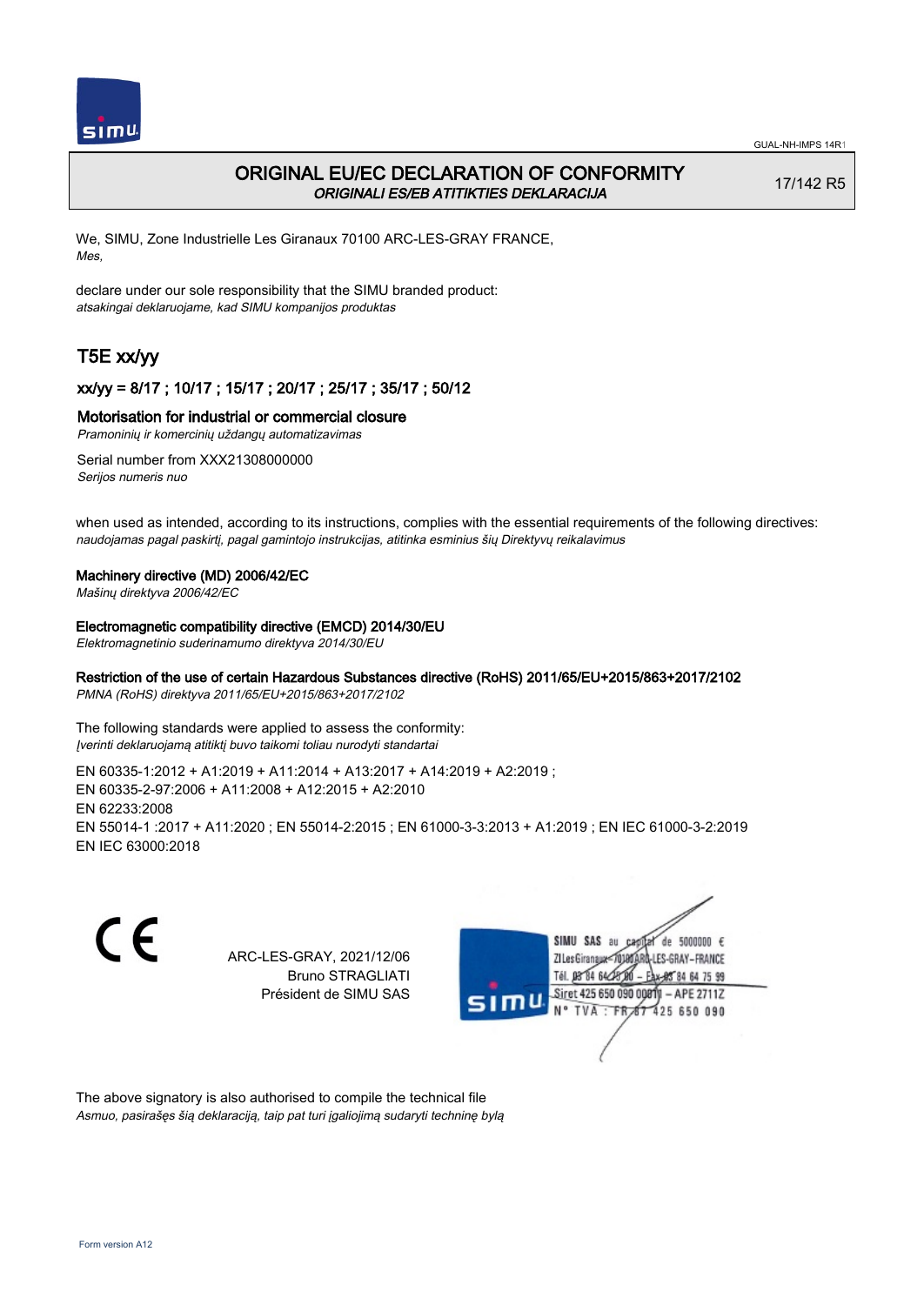# ORIGINAL EU/EC DECLARATION OF CONFORMITY

*ORIGINALI ES/EB ATITIKTIES DEKLARACIJA*

17/142 R5

We, SIMU, Zone Industrielle Les Giranaux 70100 ARC-LES-GRAY FRANCE,
*Mes,*

declare under our sole responsibility that the SIMU branded product:
*atsakingai deklaruojame, kad SIMU kompanijos produktas*

## T5E xx/yy

### xx/yy = 8/17 ; 10/17 ; 15/17 ; 20/17 ; 25/17 ; 35/17 ; 50/12

**Motorisation for industrial or commercial closure**
*Pramoninių ir komercinių uždangų automatizavimas*

Serial number from XXX21308000000
*Serijos numeris nuo*

when used as intended, according to its instructions, complies with the essential requirements of the following directives:
*naudojamas pagal paskirtį, pagal gamintojo instrukcijas, atitinka esminius šių Direktyvų reikalavimus*

**Machinery directive (MD) 2006/42/EC**
*Mašinų direktyva 2006/42/EC*

**Electromagnetic compatibility directive (EMCD) 2014/30/EU**
*Elektromagnetinio suderinamumo direktyva 2014/30/EU*

**Restriction of the use of certain Hazardous Substances directive (RoHS) 2011/65/EU+2015/863+2017/2102**
*PMNA (RoHS) direktyva 2011/65/EU+2015/863+2017/2102*

The following standards were applied to assess the conformity:
*Įverinti deklaruojamą atitiktį buvo taikomi toliau nurodyti standartai*

EN 60335-1:2012 + A1:2019 + A11:2014 + A13:2017 + A14:2019 + A2:2019 ;
EN 60335-2-97:2006 + A11:2008 + A12:2015 + A2:2010
EN 62233:2008
EN 55014-1 :2017 + A11:2020 ; EN 55014-2:2015 ; EN 61000-3-3:2013 + A1:2019 ; EN IEC 61000-3-2:2019
EN IEC 63000:2018

ARC-LES-GRAY, 2021/12/06
Bruno STRAGLIATI
Président de SIMU SAS

SIMU SAS au capital de 5000000 €
ZI Les Giranaux 70100 ARC-LES-GRAY-FRANCE
Tél. 03 84 64 75 00 – Fax 03 84 64 75 99
Siret 425 650 090 00011 – APE 2711Z
N° TVA : FR 67 425 650 090

The above signatory is also authorised to compile the technical file
*Asmuo, pasirašęs šią deklaraciją, taip pat turi įgaliojimą sudaryti techninę bylą*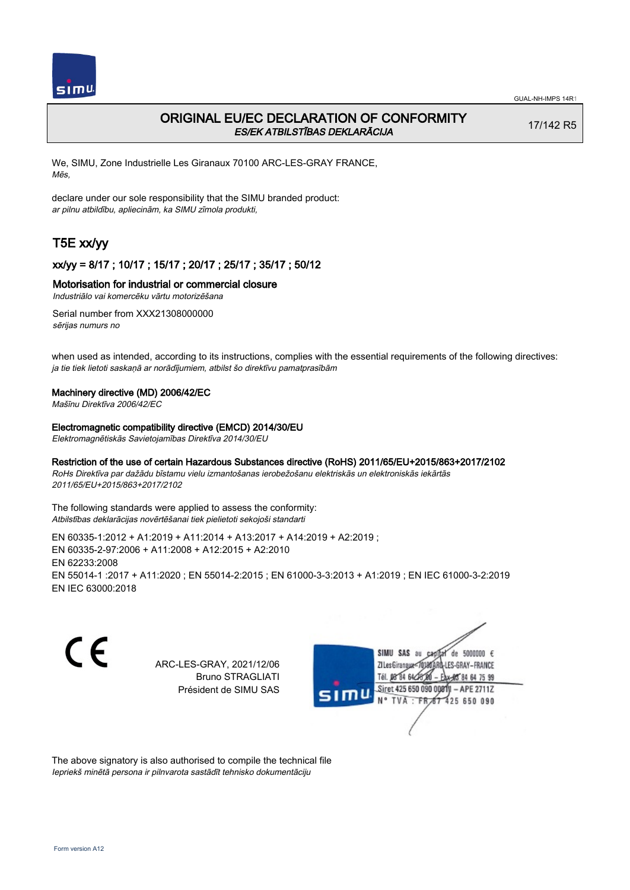GUAL-NH-IMPS 14R1

# ORIGINAL EU/EC DECLARATION OF CONFORMITY
*ES/EK ATBILSTĪBAS DEKLARĀCIJA*

17/142 R5

We, SIMU, Zone Industrielle Les Giranaux 70100 ARC-LES-GRAY FRANCE,
*Mēs,*

declare under our sole responsibility that the SIMU branded product:
*ar pilnu atbildību, apliecinām, ka SIMU zīmola produkti,*

## T5E xx/yy

### xx/yy = 8/17 ; 10/17 ; 15/17 ; 20/17 ; 25/17 ; 35/17 ; 50/12

**Motorisation for industrial or commercial closure**
*Industriālo vai komercēku vārtu motorizēšana*

Serial number from XXX21308000000
*sērijas numurs no*

when used as intended, according to its instructions, complies with the essential requirements of the following directives:
*ja tie tiek lietoti saskaņā ar norādījumiem, atbilst šo direktīvu pamatprasībām*

**Machinery directive (MD) 2006/42/EC**
*Mašīnu Direktīva 2006/42/EC*

**Electromagnetic compatibility directive (EMCD) 2014/30/EU**
*Elektromagnētiskās Savietojamības Direktīva 2014/30/EU*

**Restriction of the use of certain Hazardous Substances directive (RoHS) 2011/65/EU+2015/863+2017/2102**
*RoHs Direktīva par dažādu bīstamu vielu izmantošanas ierobežošanu elektriskās un elektroniskās iekārtās 2011/65/EU+2015/863+2017/2102*

The following standards were applied to assess the conformity:
*Atbilstības deklarācijas novērtēšanai tiek pielietoti sekojoši standarti*

EN 60335-1:2012 + A1:2019 + A11:2014 + A13:2017 + A14:2019 + A2:2019 ;
EN 60335-2-97:2006 + A11:2008 + A12:2015 + A2:2010
EN 62233:2008
EN 55014-1 :2017 + A11:2020 ; EN 55014-2:2015 ; EN 61000-3-3:2013 + A1:2019 ; EN IEC 61000-3-2:2019
EN IEC 63000:2018

CE

ARC-LES-GRAY, 2021/12/06
Bruno STRAGLIATI
Président de SIMU SAS

SIMU SAS au capital de 5000000 €
ZI Les Giranaux 70100 ARC-LES-GRAY-FRANCE
Tél. 03 84 64 75 00 – Fax 03 84 64 75 99
Siret 425 650 090 00011 – APE 2711Z
N° TVA : FR87 425 650 090

The above signatory is also authorised to compile the technical file
*Iepriekš minētā persona ir pilnvarota sastādīt tehnisko dokumentāciju*

Form version A12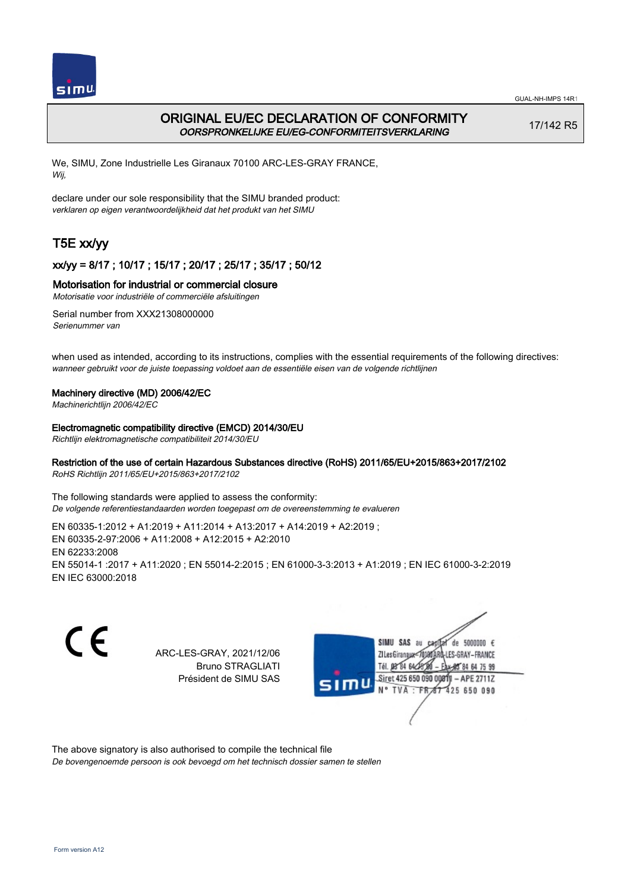# ORIGINAL EU/EC DECLARATION OF CONFORMITY
*OORSPRONKELIJKE EU/EG-CONFORMITEITSVERKLARING*

17/142 R5

We, SIMU, Zone Industrielle Les Giranaux 70100 ARC-LES-GRAY FRANCE,
*Wij,*

declare under our sole responsibility that the SIMU branded product:
*verklaren op eigen verantwoordelijkheid dat het produkt van het SIMU*

## T5E xx/yy

### xx/yy = 8/17 ; 10/17 ; 15/17 ; 20/17 ; 25/17 ; 35/17 ; 50/12

**Motorisation for industrial or commercial closure**
*Motorisatie voor industriële of commerciële afsluitingen*

Serial number from XXX21308000000
*Serienummer van*

when used as intended, according to its instructions, complies with the essential requirements of the following directives:
*wanneer gebruikt voor de juiste toepassing voldoet aan de essentiële eisen van de volgende richtlijnen*

**Machinery directive (MD) 2006/42/EC**
*Machinerichtlijn 2006/42/EC*

**Electromagnetic compatibility directive (EMCD) 2014/30/EU**
*Richtlijn elektromagnetische compatibiliteit 2014/30/EU*

**Restriction of the use of certain Hazardous Substances directive (RoHS) 2011/65/EU+2015/863+2017/2102**
*RoHS Richtlijn 2011/65/EU+2015/863+2017/2102*

The following standards were applied to assess the conformity:
*De volgende referentiestandaarden worden toegepast om de overeenstemming te evalueren*

EN 60335-1:2012 + A1:2019 + A11:2014 + A13:2017 + A14:2019 + A2:2019 ;
EN 60335-2-97:2006 + A11:2008 + A12:2015 + A2:2010
EN 62233:2008
EN 55014-1 :2017 + A11:2020 ; EN 55014-2:2015 ; EN 61000-3-3:2013 + A1:2019 ; EN IEC 61000-3-2:2019
EN IEC 63000:2018

CE

ARC-LES-GRAY, 2021/12/06
Bruno STRAGLIATI
Président de SIMU SAS

SIMU SAS au capital de 5000000 €
ZI Les Giranaux 70100 ARC-LES-GRAY-FRANCE
Tél. 03 84 64 75 00 – Fax 03 84 64 75 99
Siret 425 650 090 00011 – APE 2711Z
N° TVA : FR 87 425 650 090

The above signatory is also authorised to compile the technical file
*De bovengenoemde persoon is ook bevoegd om het technisch dossier samen te stellen*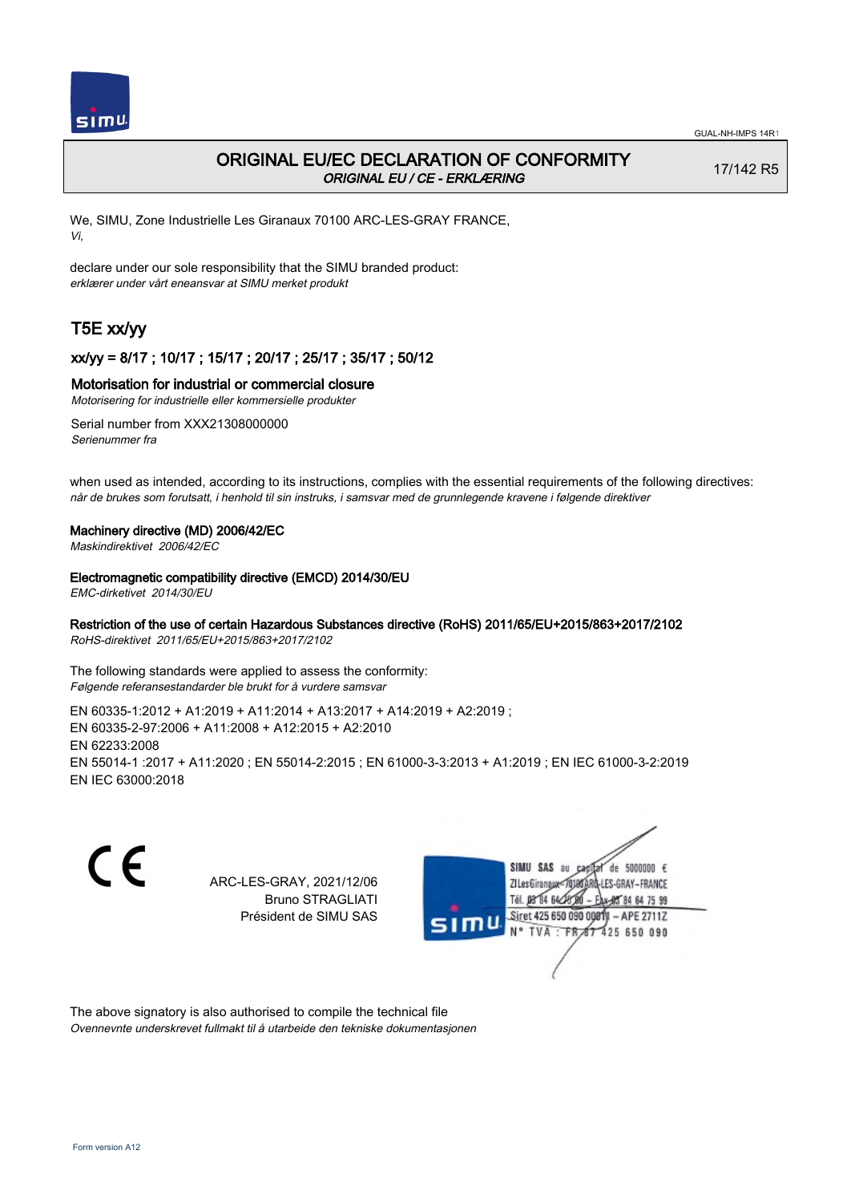# ORIGINAL EU/EC DECLARATION OF CONFORMITY

*ORIGINAL EU / CE - ERKLÆRING*

17/142 R5

We, SIMU, Zone Industrielle Les Giranaux 70100 ARC-LES-GRAY FRANCE,
*Vi,*

declare under our sole responsibility that the SIMU branded product:
*erklærer under vårt eneansvar at SIMU merket produkt*

## T5E xx/yy

### xx/yy = 8/17 ; 10/17 ; 15/17 ; 20/17 ; 25/17 ; 35/17 ; 50/12

Motorisation for industrial or commercial closure
*Motorisering for industrielle eller kommersielle produkter*

Serial number from XXX21308000000
*Serienummer fra*

when used as intended, according to its instructions, complies with the essential requirements of the following directives:
*når de brukes som forutsatt, i henhold til sin instruks, i samsvar med de grunnlegende kravene i følgende direktiver*

**Machinery directive (MD) 2006/42/EC**
*Maskindirektivet 2006/42/EC*

**Electromagnetic compatibility directive (EMCD) 2014/30/EU**
*EMC-dirketivet 2014/30/EU*

**Restriction of the use of certain Hazardous Substances directive (RoHS) 2011/65/EU+2015/863+2017/2102**
*RoHS-direktivet 2011/65/EU+2015/863+2017/2102*

The following standards were applied to assess the conformity:
*Følgende referansestandarder ble brukt for å vurdere samsvar*

EN 60335-1:2012 + A1:2019 + A11:2014 + A13:2017 + A14:2019 + A2:2019 ;
EN 60335-2-97:2006 + A11:2008 + A12:2015 + A2:2010
EN 62233:2008
EN 55014-1 :2017 + A11:2020 ; EN 55014-2:2015 ; EN 61000-3-3:2013 + A1:2019 ; EN IEC 61000-3-2:2019
EN IEC 63000:2018

ARC-LES-GRAY, 2021/12/06
Bruno STRAGLIATI
Président de SIMU SAS

SIMU SAS au capital de 5000000 €
ZI Les Giranaux 70100 ARC-LES-GRAY-FRANCE
Tél. 03 84 64 75 00 – Fax 03 84 64 75 99
Siret 425 650 090 00011 – APE 2711Z
N° TVA : FR87 425 650 090

The above signatory is also authorised to compile the technical file
*Ovennevnte underskrevet fullmakt til å utarbeide den tekniske dokumentasjonen*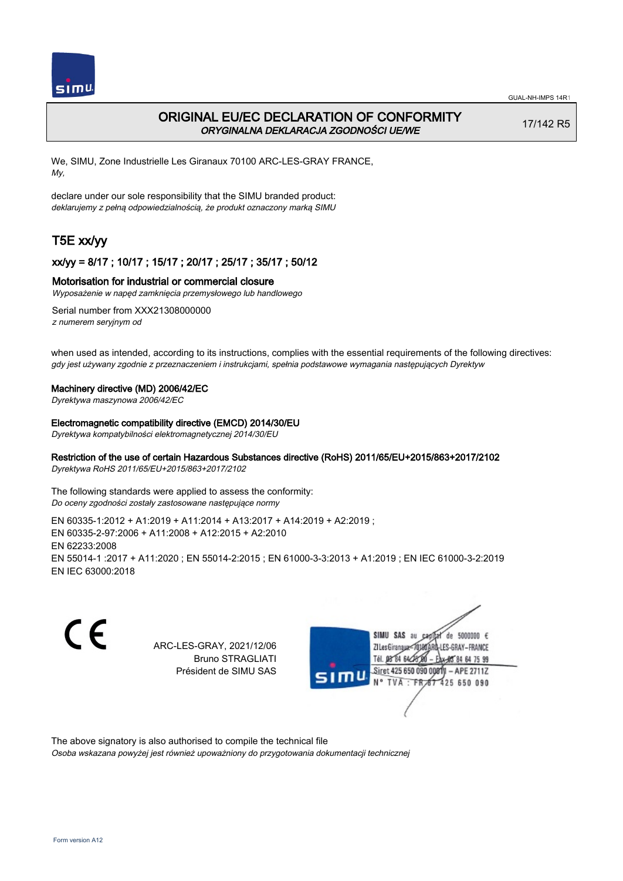GUAL-NH-IMPS 14R1

# ORIGINAL EU/EC DECLARATION OF CONFORMITY

*ORYGINALNA DEKLARACJA ZGODNOŚCI UE/WE*

17/142 R5

We, SIMU, Zone Industrielle Les Giranaux 70100 ARC-LES-GRAY FRANCE,
*My,*

declare under our sole responsibility that the SIMU branded product:
*deklarujemy z pełną odpowiedzialnością, że produkt oznaczony marką SIMU*

## T5E xx/yy

### xx/yy = 8/17 ; 10/17 ; 15/17 ; 20/17 ; 25/17 ; 35/17 ; 50/12

**Motorisation for industrial or commercial closure**
*Wyposażenie w napęd zamknięcia przemysłowego lub handlowego*

Serial number from XXX21308000000
*z numerem seryjnym od*

when used as intended, according to its instructions, complies with the essential requirements of the following directives:
*gdy jest używany zgodnie z przeznaczeniem i instrukcjami, spełnia podstawowe wymagania następujących Dyrektyw*

**Machinery directive (MD) 2006/42/EC**
*Dyrektywa maszynowa 2006/42/EC*

**Electromagnetic compatibility directive (EMCD) 2014/30/EU**
*Dyrektywa kompatybilności elektromagnetycznej 2014/30/EU*

**Restriction of the use of certain Hazardous Substances directive (RoHS) 2011/65/EU+2015/863+2017/2102**
*Dyrektywa RoHS 2011/65/EU+2015/863+2017/2102*

The following standards were applied to assess the conformity:
*Do oceny zgodności zostały zastosowane następujące normy*

EN 60335-1:2012 + A1:2019 + A11:2014 + A13:2017 + A14:2019 + A2:2019 ;
EN 60335-2-97:2006 + A11:2008 + A12:2015 + A2:2010
EN 62233:2008
EN 55014-1 :2017 + A11:2020 ; EN 55014-2:2015 ; EN 61000-3-3:2013 + A1:2019 ; EN IEC 61000-3-2:2019
EN IEC 63000:2018

CE

ARC-LES-GRAY, 2021/12/06
Bruno STRAGLIATI
Président de SIMU SAS

SIMU SAS au capital de 5000000 €
ZI Les Giranaux 70100 ARC-LES-GRAY-FRANCE
Tél. 03 84 64 75 00 – Fax 03 84 64 75 99
Siret 425 650 090 00011 – APE 2711Z
N° TVA : FR 67 425 650 090

The above signatory is also authorised to compile the technical file
*Osoba wskazana powyżej jest również upoważniony do przygotowania dokumentacji technicznej*

Form version A12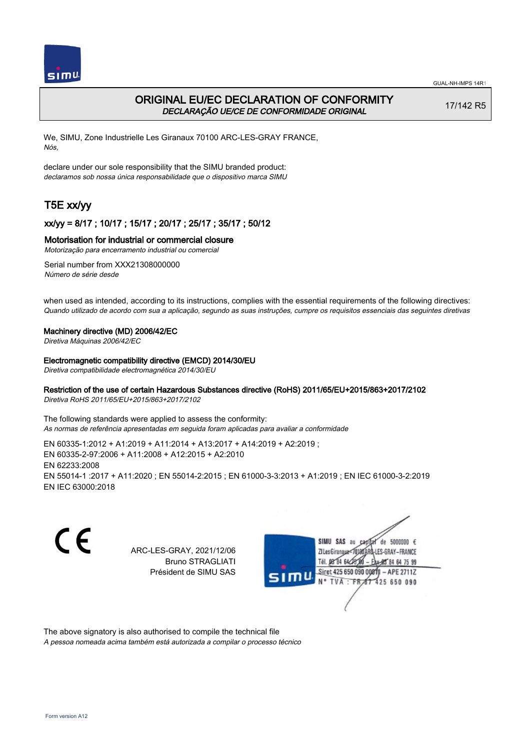# ORIGINAL EU/EC DECLARATION OF CONFORMITY

*DECLARAÇÃO UE/CE DE CONFORMIDADE ORIGINAL*

17/142 R5

We, SIMU, Zone Industrielle Les Giranaux 70100 ARC-LES-GRAY FRANCE,
*Nós,*

declare under our sole responsibility that the SIMU branded product:
*declaramos sob nossa única responsabilidade que o dispositivo marca SIMU*

## T5E xx/yy

### xx/yy = 8/17 ; 10/17 ; 15/17 ; 20/17 ; 25/17 ; 35/17 ; 50/12

**Motorisation for industrial or commercial closure**
*Motorização para encerramento industrial ou comercial*

Serial number from XXX21308000000
*Número de série desde*

when used as intended, according to its instructions, complies with the essential requirements of the following directives:
*Quando utilizado de acordo com sua a aplicação, segundo as suas instruções, cumpre os requisitos essenciais das seguintes diretivas*

**Machinery directive (MD) 2006/42/EC**
*Diretiva Máquinas 2006/42/EC*

**Electromagnetic compatibility directive (EMCD) 2014/30/EU**
*Diretiva compatibilidade electromagnética 2014/30/EU*

**Restriction of the use of certain Hazardous Substances directive (RoHS) 2011/65/EU+2015/863+2017/2102**
*Diretiva RoHS 2011/65/EU+2015/863+2017/2102*

The following standards were applied to assess the conformity:
*As normas de referência apresentadas em seguida foram aplicadas para avaliar a conformidade*

EN 60335-1:2012 + A1:2019 + A11:2014 + A13:2017 + A14:2019 + A2:2019 ;
EN 60335-2-97:2006 + A11:2008 + A12:2015 + A2:2010
EN 62233:2008
EN 55014-1 :2017 + A11:2020 ; EN 55014-2:2015 ; EN 61000-3-3:2013 + A1:2019 ; EN IEC 61000-3-2:2019
EN IEC 63000:2018

CE

ARC-LES-GRAY, 2021/12/06
Bruno STRAGLIATI
Président de SIMU SAS

SIMU SAS au capital de 5000000 €
ZI Les Giranaux 70100 ARC-LES-GRAY-FRANCE
Tél. 03 84 64 75 00 – Fax 03 84 64 75 99
Siret 425 650 090 00011 – APE 2711Z
N° TVA : FR 87 425 650 090

The above signatory is also authorised to compile the technical file
*A pessoa nomeada acima também está autorizada a compilar o processo técnico*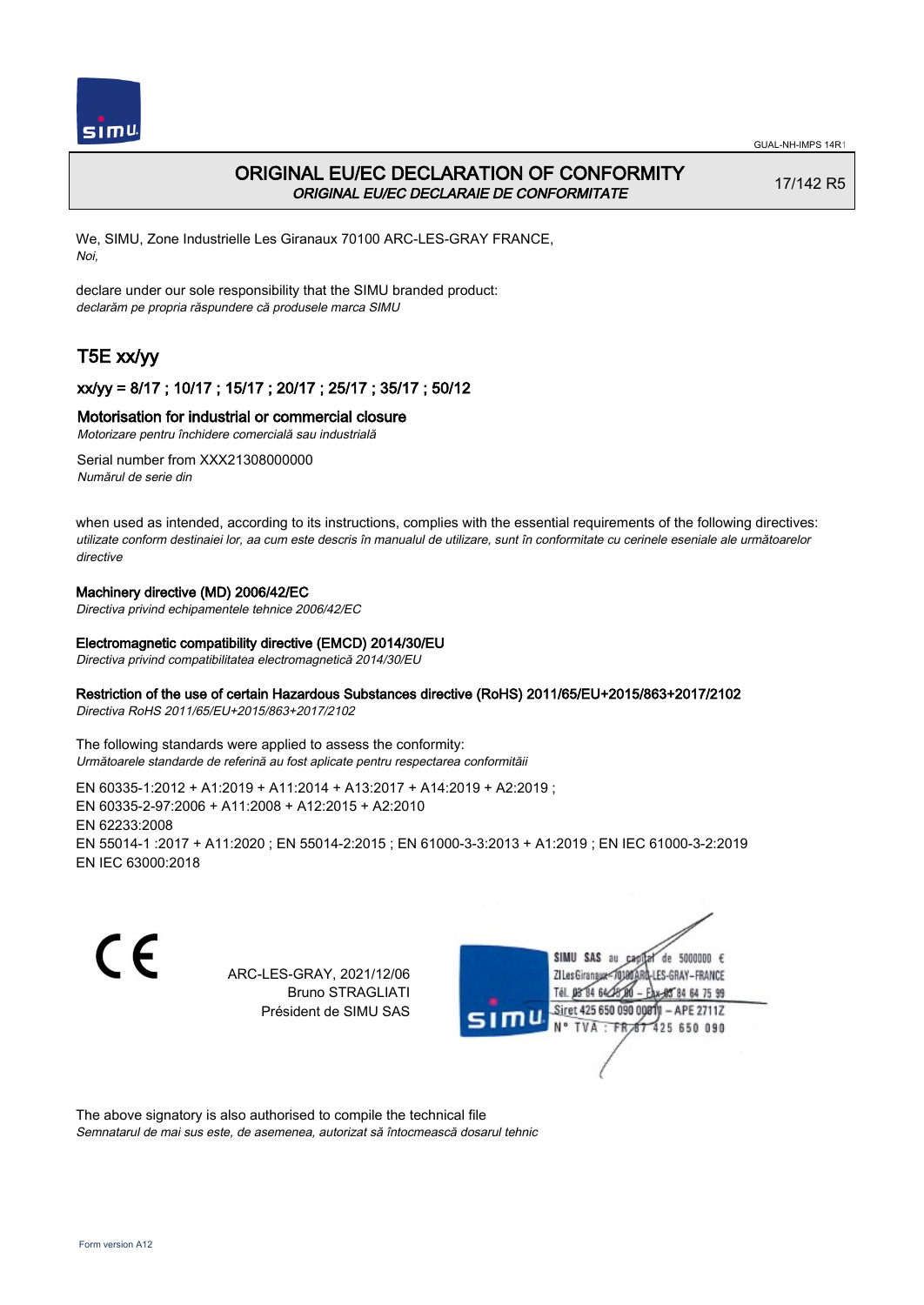# ORIGINAL EU/EC DECLARATION OF CONFORMITY

*ORIGINAL EU/EC DECLARAIE DE CONFORMITATE*

17/142 R5

We, SIMU, Zone Industrielle Les Giranaux 70100 ARC-LES-GRAY FRANCE,
*Noi,*

declare under our sole responsibility that the SIMU branded product:
*declarăm pe propria răspundere că produsele marca SIMU*

## T5E xx/yy

### xx/yy = 8/17 ; 10/17 ; 15/17 ; 20/17 ; 25/17 ; 35/17 ; 50/12

**Motorisation for industrial or commercial closure**
*Motorizare pentru închidere comercială sau industrială*

Serial number from XXX21308000000
*Numărul de serie din*

when used as intended, according to its instructions, complies with the essential requirements of the following directives:
*utilizate conform destinaiei lor, aa cum este descris în manualul de utilizare, sunt în conformitate cu cerinele eseniale ale următoarelor directive*

**Machinery directive (MD) 2006/42/EC**
*Directiva privind echipamentele tehnice 2006/42/EC*

**Electromagnetic compatibility directive (EMCD) 2014/30/EU**
*Directiva privind compatibilitatea electromagnetică 2014/30/EU*

**Restriction of the use of certain Hazardous Substances directive (RoHS) 2011/65/EU+2015/863+2017/2102**
*Directiva RoHS 2011/65/EU+2015/863+2017/2102*

The following standards were applied to assess the conformity:
*Următoarele standarde de referină au fost aplicate pentru respectarea conformităii*

EN 60335-1:2012 + A1:2019 + A11:2014 + A13:2017 + A14:2019 + A2:2019 ;
EN 60335-2-97:2006 + A11:2008 + A12:2015 + A2:2010
EN 62233:2008
EN 55014-1 :2017 + A11:2020 ; EN 55014-2:2015 ; EN 61000-3-3:2013 + A1:2019 ; EN IEC 61000-3-2:2019
EN IEC 63000:2018

CE

ARC-LES-GRAY, 2021/12/06
Bruno STRAGLIATI
Président de SIMU SAS

SIMU SAS au capital de 5000000 €
ZI Les Giranaux 70100 ARC-LES-GRAY-FRANCE
Tél. 03 84 64 75 00 – Fax 03 84 64 75 99
Siret 425 650 090 00011 – APE 2711Z
N° TVA : FR 67 425 650 090

The above signatory is also authorised to compile the technical file
*Semnatarul de mai sus este, de asemenea, autorizat să întocmească dosarul tehnic*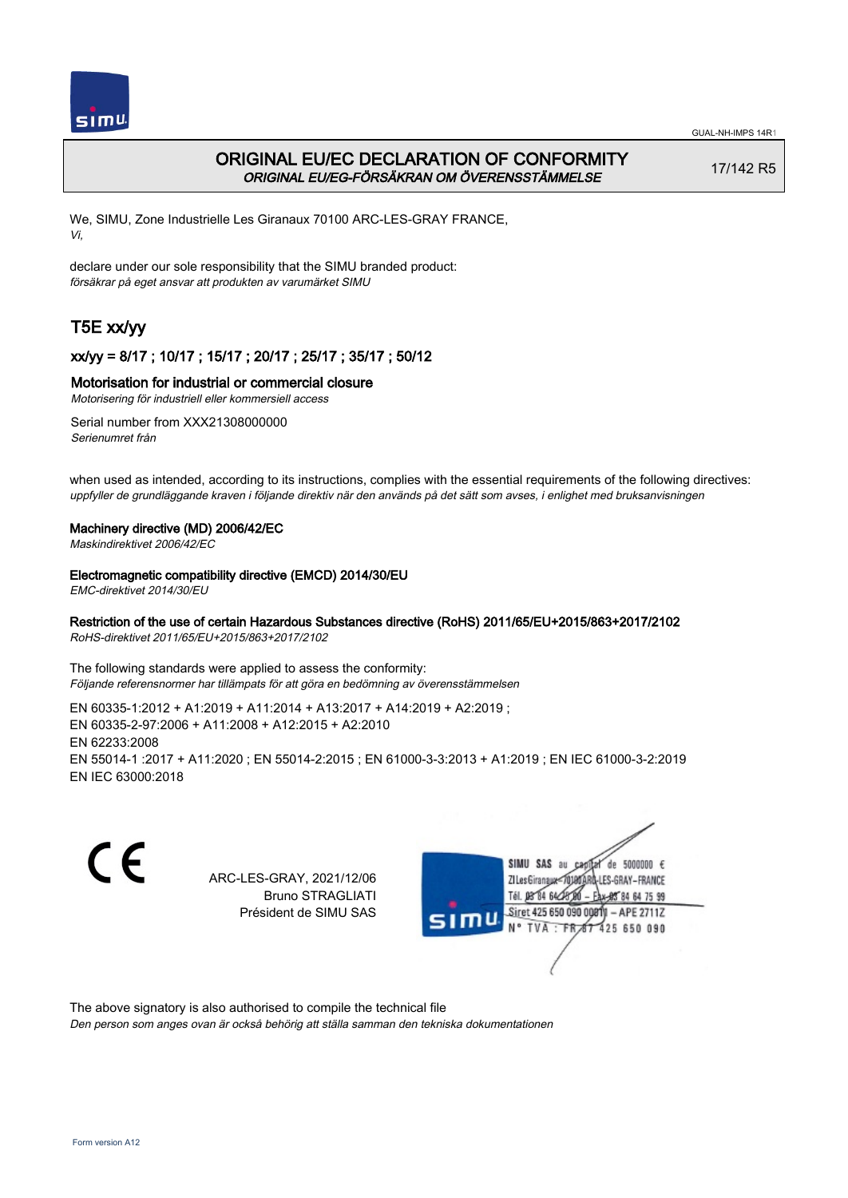# ORIGINAL EU/EC DECLARATION OF CONFORMITY

*ORIGINAL EU/EG-FÖRSÄKRAN OM ÖVERENSSTÄMMELSE*

17/142 R5

We, SIMU, Zone Industrielle Les Giranaux 70100 ARC-LES-GRAY FRANCE,
*Vi,*

declare under our sole responsibility that the SIMU branded product:
*försäkrar på eget ansvar att produkten av varumärket SIMU*

## T5E xx/yy

### xx/yy = 8/17 ; 10/17 ; 15/17 ; 20/17 ; 25/17 ; 35/17 ; 50/12

### Motorisation for industrial or commercial closure

*Motorisering för industriell eller kommersiell access*

Serial number from XXX21308000000
*Serienumret från*

when used as intended, according to its instructions, complies with the essential requirements of the following directives:
*uppfyller de grundläggande kraven i följande direktiv när den används på det sätt som avses, i enlighet med bruksanvisningen*

**Machinery directive (MD) 2006/42/EC**
*Maskindirektivet 2006/42/EC*

**Electromagnetic compatibility directive (EMCD) 2014/30/EU**
*EMC-direktivet 2014/30/EU*

**Restriction of the use of certain Hazardous Substances directive (RoHS) 2011/65/EU+2015/863+2017/2102**
*RoHS-direktivet 2011/65/EU+2015/863+2017/2102*

The following standards were applied to assess the conformity:
*Följande referensnormer har tillämpats för att göra en bedömning av överensstämmelsen*

EN 60335-1:2012 + A1:2019 + A11:2014 + A13:2017 + A14:2019 + A2:2019 ;
EN 60335-2-97:2006 + A11:2008 + A12:2015 + A2:2010
EN 62233:2008
EN 55014-1 :2017 + A11:2020 ; EN 55014-2:2015 ; EN 61000-3-3:2013 + A1:2019 ; EN IEC 61000-3-2:2019
EN IEC 63000:2018

ARC-LES-GRAY, 2021/12/06
Bruno STRAGLIATI
Président de SIMU SAS

SIMU SAS au capital de 5000000 €
ZI Les Giranaux 70100 ARC-LES-GRAY-FRANCE
Tél. 03 84 64 75 00 – Fax 03 84 64 75 99
Siret 425 650 090 00011 – APE 2711Z
N° TVA : FR 87 425 650 090

The above signatory is also authorised to compile the technical file
*Den person som anges ovan är också behörig att ställa samman den tekniska dokumentationen*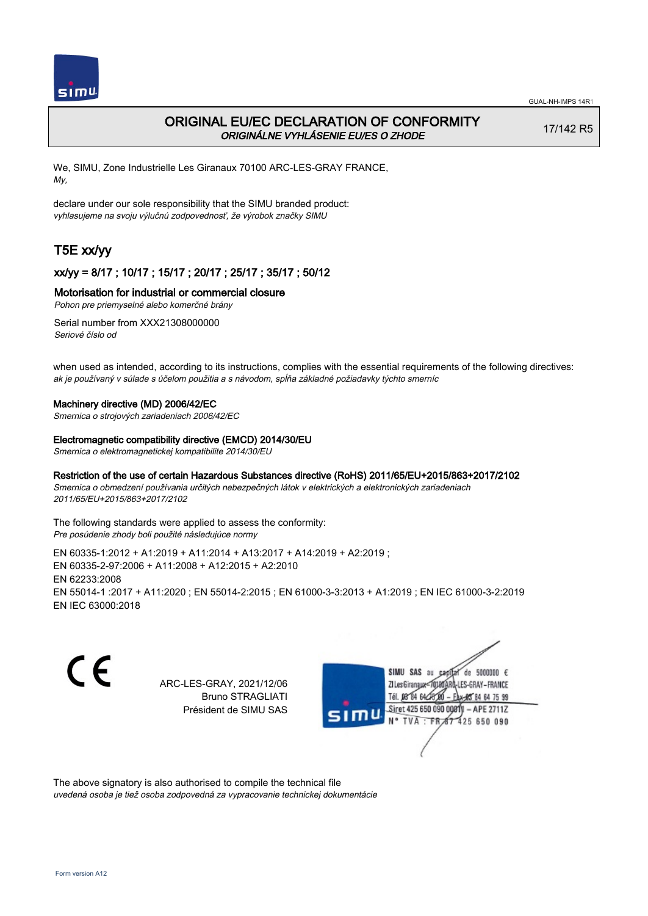# ORIGINAL EU/EC DECLARATION OF CONFORMITY
*ORIGINÁLNE VYHLÁSENIE EU/ES O ZHODE*

17/142 R5

We, SIMU, Zone Industrielle Les Giranaux 70100 ARC-LES-GRAY FRANCE,
*My,*

declare under our sole responsibility that the SIMU branded product:
*vyhlasujeme na svoju výlučnú zodpovednosť, že výrobok značky SIMU*

## T5E xx/yy

### xx/yy = 8/17 ; 10/17 ; 15/17 ; 20/17 ; 25/17 ; 35/17 ; 50/12

### Motorisation for industrial or commercial closure
*Pohon pre priemyselné alebo komerčné brány*

Serial number from XXX21308000000
*Seriové číslo od*

when used as intended, according to its instructions, complies with the essential requirements of the following directives:
*ak je používaný v súlade s účelom použitia a s návodom, spĺňa základné požiadavky týchto smerníc*

**Machinery directive (MD) 2006/42/EC**
*Smernica o strojových zariadeniach 2006/42/EC*

**Electromagnetic compatibility directive (EMCD) 2014/30/EU**
*Smernica o elektromagnetickej kompatibilite 2014/30/EU*

**Restriction of the use of certain Hazardous Substances directive (RoHS) 2011/65/EU+2015/863+2017/2102**
*Smernica o obmedzení používania určitých nebezpečných látok v elektrických a elektronických zariadeniach 2011/65/EU+2015/863+2017/2102*

The following standards were applied to assess the conformity:
*Pre posúdenie zhody boli použité následujúce normy*

EN 60335-1:2012 + A1:2019 + A11:2014 + A13:2017 + A14:2019 + A2:2019 ;
EN 60335-2-97:2006 + A11:2008 + A12:2015 + A2:2010
EN 62233:2008
EN 55014-1 :2017 + A11:2020 ; EN 55014-2:2015 ; EN 61000-3-3:2013 + A1:2019 ; EN IEC 61000-3-2:2019
EN IEC 63000:2018

ARC-LES-GRAY, 2021/12/06
Bruno STRAGLIATI
Président de SIMU SAS

SIMU SAS au capital de 5000000 €
ZI Les Giranaux 70100 ARC-LES-GRAY-FRANCE
Tél. 03 84 64 75 00 – Fax 03 84 64 75 99
Siret 425 650 090 00011 – APE 2711Z
N° TVA : FR 67 425 650 090

The above signatory is also authorised to compile the technical file
*uvedená osoba je tiež osoba zodpovedná za vypracovanie technickej dokumentácie*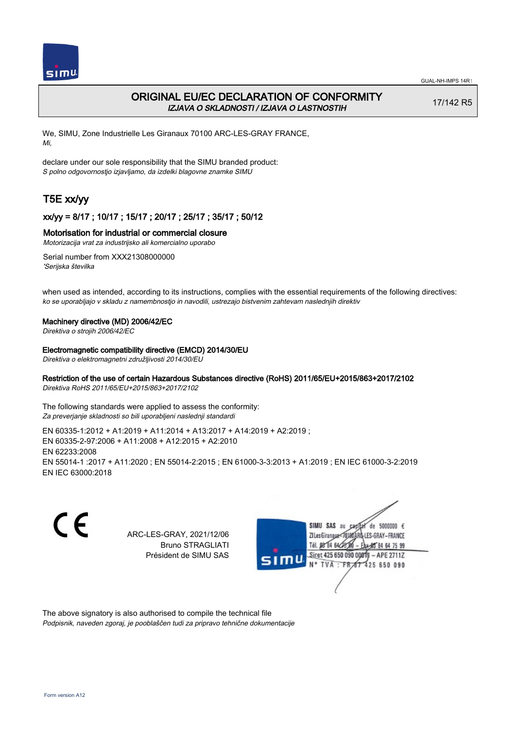# ORIGINAL EU/EC DECLARATION OF CONFORMITY

*IZJAVA O SKLADNOSTI / IZJAVA O LASTNOSTIH*

17/142 R5

We, SIMU, Zone Industrielle Les Giranaux 70100 ARC-LES-GRAY FRANCE,
*Mi,*

declare under our sole responsibility that the SIMU branded product:
*S polno odgovornostjo izjavljamo, da izdelki blagovne znamke SIMU*

## T5E xx/yy

### xx/yy = 8/17 ; 10/17 ; 15/17 ; 20/17 ; 25/17 ; 35/17 ; 50/12

### Motorisation for industrial or commercial closure

*Motorizacija vrat za industrijsko ali komercialno uporabo*

Serial number from XXX21308000000
*'Serijska številka*

when used as intended, according to its instructions, complies with the essential requirements of the following directives:
*ko se uporabljajo v skladu z namembnostjo in navodili, ustrezajo bistvenim zahtevam naslednjih direktiv*

**Machinery directive (MD) 2006/42/EC**
*Direktiva o strojih 2006/42/EC*

**Electromagnetic compatibility directive (EMCD) 2014/30/EU**
*Direktiva o elektromagnetni združljivosti 2014/30/EU*

**Restriction of the use of certain Hazardous Substances directive (RoHS) 2011/65/EU+2015/863+2017/2102**
*Direktiva RoHS 2011/65/EU+2015/863+2017/2102*

The following standards were applied to assess the conformity:
*Za preverjanje skladnosti so bili uporabljeni naslednji standardi*

EN 60335-1:2012 + A1:2019 + A11:2014 + A13:2017 + A14:2019 + A2:2019 ;
EN 60335-2-97:2006 + A11:2008 + A12:2015 + A2:2010
EN 62233:2008
EN 55014-1 :2017 + A11:2020 ; EN 55014-2:2015 ; EN 61000-3-3:2013 + A1:2019 ; EN IEC 61000-3-2:2019
EN IEC 63000:2018

CE

ARC-LES-GRAY, 2021/12/06
Bruno STRAGLIATI
Président de SIMU SAS

SIMU SAS au capital de 5000000 €
ZI Les Giranaux 70100 ARC-LES-GRAY-FRANCE
Tél. 03 84 64 75 00 – Fax 03 84 64 75 99
Siret 425 650 090 00011 – APE 2711Z
N° TVA : FR 87 425 650 090

The above signatory is also authorised to compile the technical file
*Podpisnik, naveden zgoraj, je pooblaščen tudi za pripravo tehnične dokumentacije*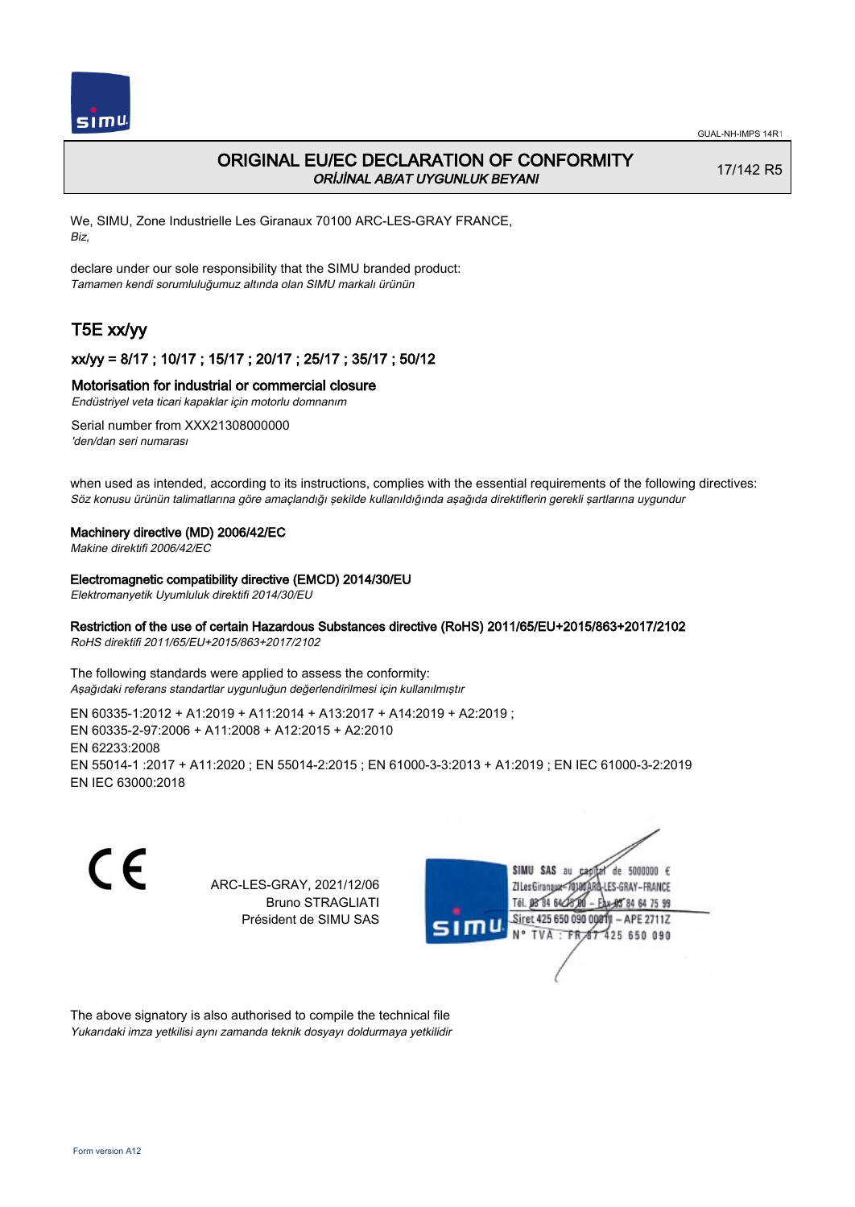# ORIGINAL EU/EC DECLARATION OF CONFORMITY
*ORİJİNAL AB/AT UYGUNLUK BEYANI*

17/142 R5

We, SIMU, Zone Industrielle Les Giranaux 70100 ARC-LES-GRAY FRANCE,
*Biz,*

declare under our sole responsibility that the SIMU branded product:
*Tamamen kendi sorumluluğumuz altında olan SIMU markalı ürünün*

## T5E xx/yy

### xx/yy = 8/17 ; 10/17 ; 15/17 ; 20/17 ; 25/17 ; 35/17 ; 50/12

### Motorisation for industrial or commercial closure
*Endüstriyel veta ticari kapaklar için motorlu domnanım*

Serial number from XXX21308000000
*'den/dan seri numarası*

when used as intended, according to its instructions, complies with the essential requirements of the following directives:
*Söz konusu ürünün talimatlarına göre amaçlandığı şekilde kullanıldığında aşağıda direktiflerin gerekli şartlarına uygundur*

**Machinery directive (MD) 2006/42/EC**
*Makine direktifi 2006/42/EC*

**Electromagnetic compatibility directive (EMCD) 2014/30/EU**
*Elektromanyetik Uyumluluk direktifi 2014/30/EU*

**Restriction of the use of certain Hazardous Substances directive (RoHS) 2011/65/EU+2015/863+2017/2102**
*RoHS direktifi 2011/65/EU+2015/863+2017/2102*

The following standards were applied to assess the conformity:
*Aşağıdaki referans standartlar uygunluğun değerlendirilmesi için kullanılmıştır*

EN 60335-1:2012 + A1:2019 + A11:2014 + A13:2017 + A14:2019 + A2:2019 ;
EN 60335-2-97:2006 + A11:2008 + A12:2015 + A2:2010
EN 62233:2008
EN 55014-1 :2017 + A11:2020 ; EN 55014-2:2015 ; EN 61000-3-3:2013 + A1:2019 ; EN IEC 61000-3-2:2019
EN IEC 63000:2018

CE

ARC-LES-GRAY, 2021/12/06
Bruno STRAGLIATI
Président de SIMU SAS

SIMU SAS au capital de 5000000 €
ZI Les Giranaux 70100 ARC-LES-GRAY-FRANCE
Tél. 03 84 64 75 00 – Fax 03 84 64 75 99
Siret 425 650 090 00011 – APE 2711Z
N° TVA : FR 87 425 650 090

The above signatory is also authorised to compile the technical file
*Yukarıdaki imza yetkilisi aynı zamanda teknik dosyayı doldurmaya yetkilidir*